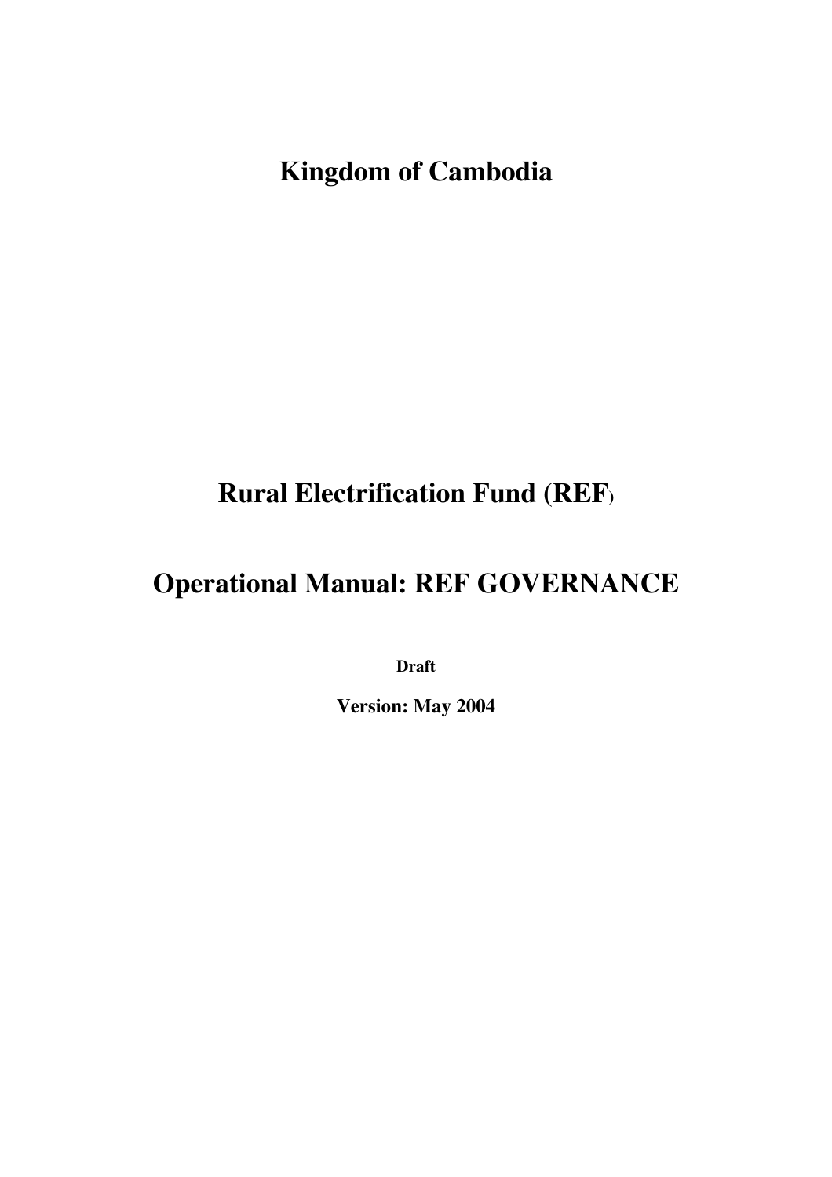# Kingdom of Cambodia

# Rural Electrification Fund (REF)

# Operational Manual: REF GOVERNANCE

**Draft**

**Version: May 2004**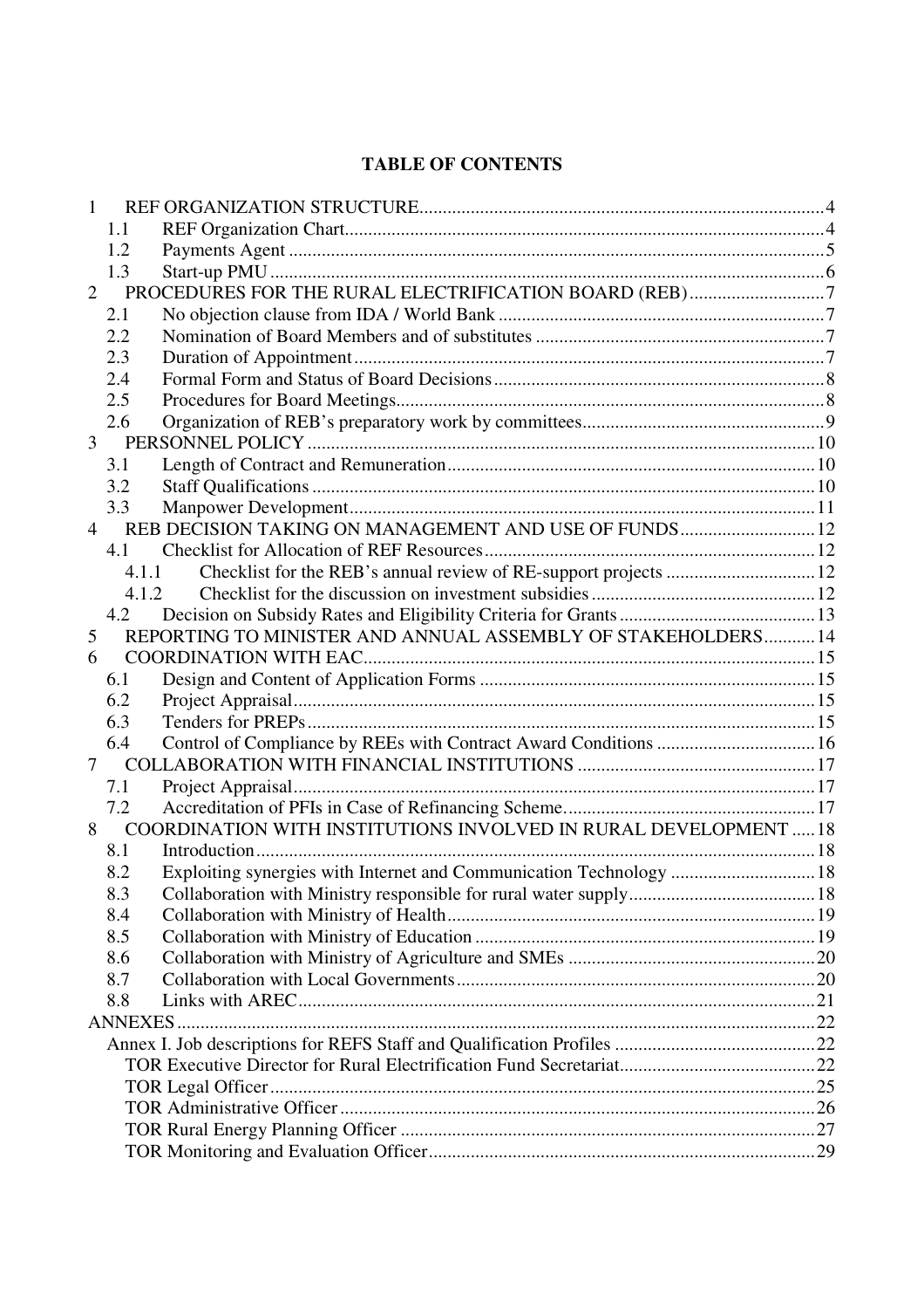**TABLE OF CONTENTS**

1 REF ORGANIZATION STRUCTURE ... 4
  1.1 REF Organization Chart ... 4
  1.2 Payments Agent ... 5
  1.3 Start-up PMU ... 6
2 PROCEDURES FOR THE RURAL ELECTRIFICATION BOARD (REB) ... 7
  2.1 No objection clause from IDA / World Bank ... 7
  2.2 Nomination of Board Members and of substitutes ... 7
  2.3 Duration of Appointment ... 7
  2.4 Formal Form and Status of Board Decisions ... 8
  2.5 Procedures for Board Meetings ... 8
  2.6 Organization of REB's preparatory work by committees ... 9
3 PERSONNEL POLICY ... 10
  3.1 Length of Contract and Remuneration ... 10
  3.2 Staff Qualifications ... 10
  3.3 Manpower Development ... 11
4 REB DECISION TAKING ON MANAGEMENT AND USE OF FUNDS ... 12
  4.1 Checklist for Allocation of REF Resources ... 12
    4.1.1 Checklist for the REB's annual review of RE-support projects ... 12
    4.1.2 Checklist for the discussion on investment subsidies ... 12
  4.2 Decision on Subsidy Rates and Eligibility Criteria for Grants ... 13
5 REPORTING TO MINISTER AND ANNUAL ASSEMBLY OF STAKEHOLDERS ... 14
6 COORDINATION WITH EAC ... 15
  6.1 Design and Content of Application Forms ... 15
  6.2 Project Appraisal ... 15
  6.3 Tenders for PREPs ... 15
  6.4 Control of Compliance by REEs with Contract Award Conditions ... 16
7 COLLABORATION WITH FINANCIAL INSTITUTIONS ... 17
  7.1 Project Appraisal ... 17
  7.2 Accreditation of PFIs in Case of Refinancing Scheme ... 17
8 COORDINATION WITH INSTITUTIONS INVOLVED IN RURAL DEVELOPMENT ... 18
  8.1 Introduction ... 18
  8.2 Exploiting synergies with Internet and Communication Technology ... 18
  8.3 Collaboration with Ministry responsible for rural water supply ... 18
  8.4 Collaboration with Ministry of Health ... 19
  8.5 Collaboration with Ministry of Education ... 19
  8.6 Collaboration with Ministry of Agriculture and SMEs ... 20
  8.7 Collaboration with Local Governments ... 20
  8.8 Links with AREC ... 21

ANNEXES ... 22
  Annex I. Job descriptions for REFS Staff and Qualification Profiles ... 22
    TOR Executive Director for Rural Electrification Fund Secretariat ... 22
    TOR Legal Officer ... 25
    TOR Administrative Officer ... 26
    TOR Rural Energy Planning Officer ... 27
    TOR Monitoring and Evaluation Officer ... 29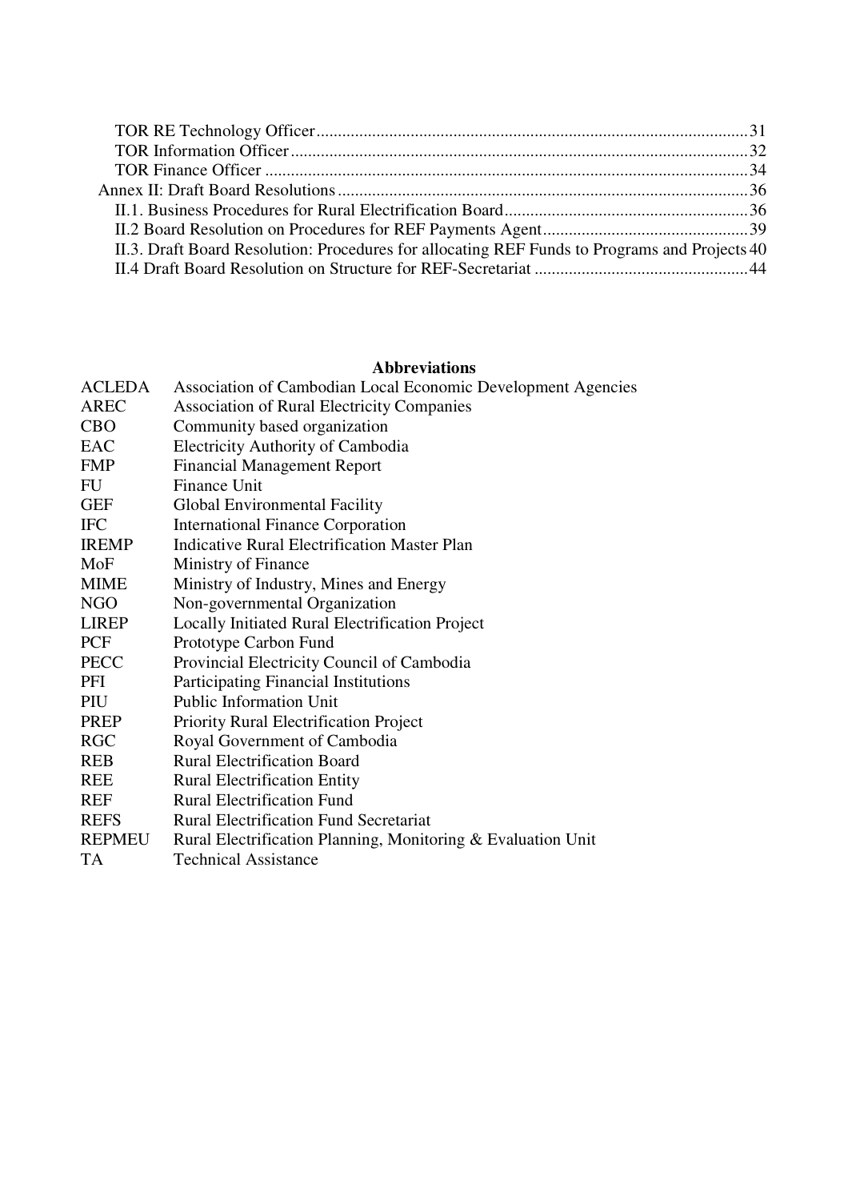TOR RE Technology Officer .................................................................................................... 31
TOR Information Officer .......................................................................................................... 32
TOR Finance Officer ................................................................................................................ 34
Annex II: Draft Board Resolutions ............................................................................................... 36
II.1. Business Procedures for Rural Electrification Board ......................................................... 36
II.2 Board Resolution on Procedures for REF Payments Agent ................................................ 39
II.3. Draft Board Resolution: Procedures for allocating REF Funds to Programs and Projects 40
II.4 Draft Board Resolution on Structure for REF-Secretariat .................................................. 44

## Abbreviations

| | |
|---|---|
| ACLEDA | Association of Cambodian Local Economic Development Agencies |
| AREC | Association of Rural Electricity Companies |
| CBO | Community based organization |
| EAC | Electricity Authority of Cambodia |
| FMP | Financial Management Report |
| FU | Finance Unit |
| GEF | Global Environmental Facility |
| IFC | International Finance Corporation |
| IREMP | Indicative Rural Electrification Master Plan |
| MoF | Ministry of Finance |
| MIME | Ministry of Industry, Mines and Energy |
| NGO | Non-governmental Organization |
| LIREP | Locally Initiated Rural Electrification Project |
| PCF | Prototype Carbon Fund |
| PECC | Provincial Electricity Council of Cambodia |
| PFI | Participating Financial Institutions |
| PIU | Public Information Unit |
| PREP | Priority Rural Electrification Project |
| RGC | Royal Government of Cambodia |
| REB | Rural Electrification Board |
| REE | Rural Electrification Entity |
| REF | Rural Electrification Fund |
| REFS | Rural Electrification Fund Secretariat |
| REPMEU | Rural Electrification Planning, Monitoring & Evaluation Unit |
| TA | Technical Assistance |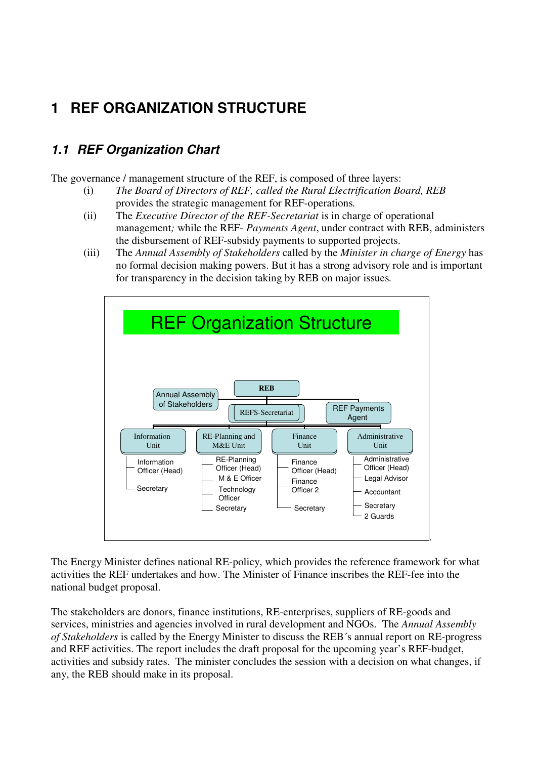# 1 REF ORGANIZATION STRUCTURE

## 1.1 REF Organization Chart

The governance / management structure of the REF, is composed of three layers:

(i) *The Board of Directors of REF, called the Rural Electrification Board, REB* provides the strategic management for REF-operations.

(ii) The *Executive Director of the REF-Secretariat* is in charge of operational management*;* while the REF- *Payments Agent*, under contract with REB, administers the disbursement of REF-subsidy payments to supported projects.

(iii) The *Annual Assembly of Stakeholders* called by the *Minister in charge of Energy* has no formal decision making powers. But it has a strong advisory role and is important for transparency in the decision taking by REB on major issues.

**REF Organization Structure**

- REB
  - Annual Assembly of Stakeholders
  - REFS-Secretariat
  - REF Payments Agent
- Information Unit
  - Information Officer (Head)
  - Secretary
- RE-Planning and M&E Unit
  - RE-Planning Officer (Head)
  - M & E Officer
  - Technology Officer
  - Secretary
- Finance Unit
  - Finance Officer (Head)
  - Finance Officer 2
  - Secretary
- Administrative Unit
  - Administrative Officer (Head)
  - Legal Advisor
  - Accountant
  - Secretary
  - 2 Guards

The Energy Minister defines national RE-policy, which provides the reference framework for what activities the REF undertakes and how. The Minister of Finance inscribes the REF-fee into the national budget proposal.

The stakeholders are donors, finance institutions, RE-enterprises, suppliers of RE-goods and services, ministries and agencies involved in rural development and NGOs. The *Annual Assembly of Stakeholders* is called by the Energy Minister to discuss the REB´s annual report on RE-progress and REF activities. The report includes the draft proposal for the upcoming year's REF-budget, activities and subsidy rates. The minister concludes the session with a decision on what changes, if any, the REB should make in its proposal.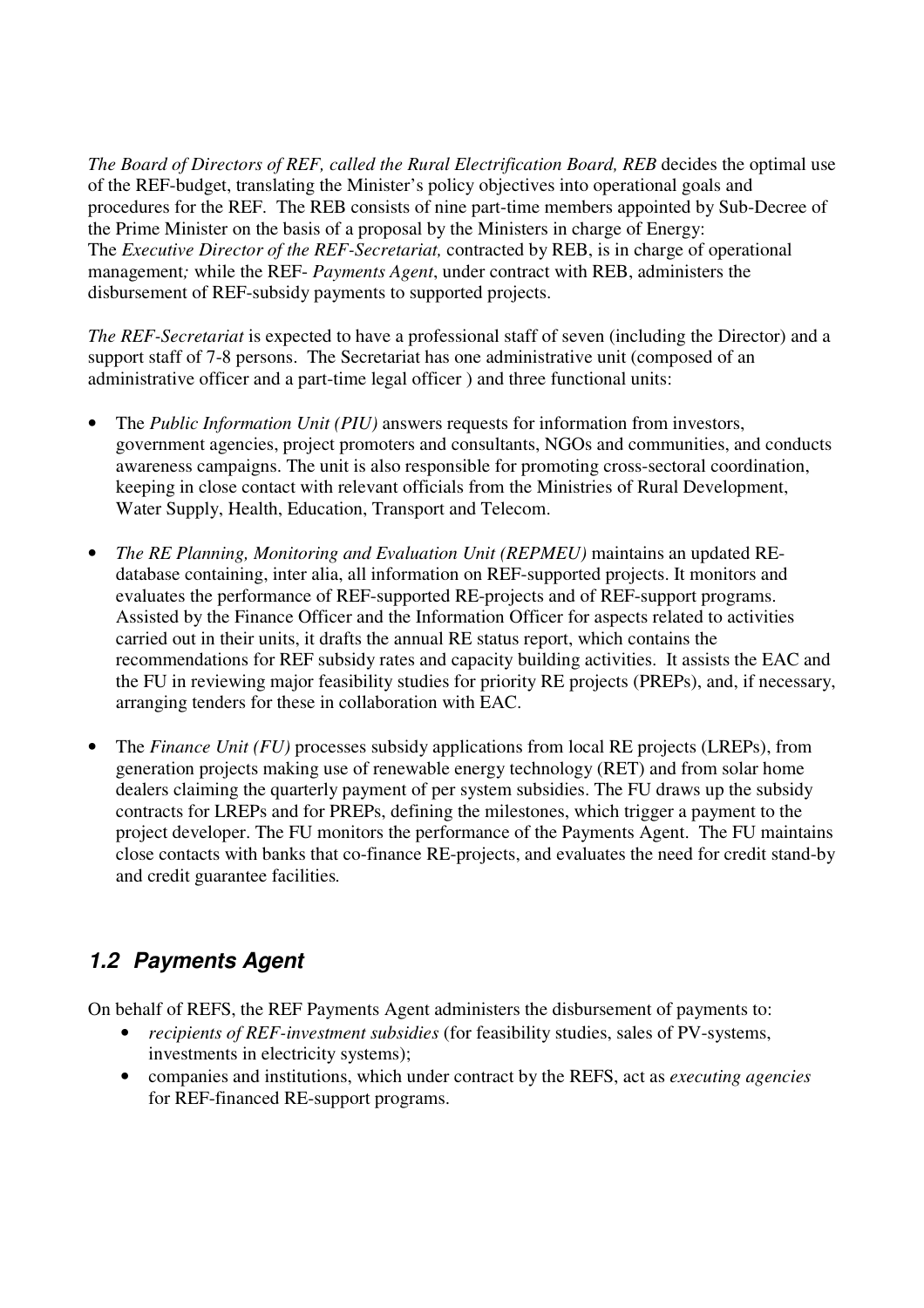*The Board of Directors of REF, called the Rural Electrification Board, REB* decides the optimal use of the REF-budget, translating the Minister's policy objectives into operational goals and procedures for the REF. The REB consists of nine part-time members appointed by Sub-Decree of the Prime Minister on the basis of a proposal by the Ministers in charge of Energy:
The *Executive Director of the REF-Secretariat,* contracted by REB, is in charge of operational management*;* while the REF- *Payments Agent*, under contract with REB, administers the disbursement of REF-subsidy payments to supported projects.

*The REF-Secretariat* is expected to have a professional staff of seven (including the Director) and a support staff of 7-8 persons. The Secretariat has one administrative unit (composed of an administrative officer and a part-time legal officer ) and three functional units:

- The *Public Information Unit (PIU)* answers requests for information from investors, government agencies, project promoters and consultants, NGOs and communities, and conducts awareness campaigns. The unit is also responsible for promoting cross-sectoral coordination, keeping in close contact with relevant officials from the Ministries of Rural Development, Water Supply, Health, Education, Transport and Telecom.

- *The RE Planning, Monitoring and Evaluation Unit (REPMEU)* maintains an updated RE-database containing, inter alia, all information on REF-supported projects. It monitors and evaluates the performance of REF-supported RE-projects and of REF-support programs. Assisted by the Finance Officer and the Information Officer for aspects related to activities carried out in their units, it drafts the annual RE status report, which contains the recommendations for REF subsidy rates and capacity building activities. It assists the EAC and the FU in reviewing major feasibility studies for priority RE projects (PREPs), and, if necessary, arranging tenders for these in collaboration with EAC.

- The *Finance Unit (FU)* processes subsidy applications from local RE projects (LREPs), from generation projects making use of renewable energy technology (RET) and from solar home dealers claiming the quarterly payment of per system subsidies. The FU draws up the subsidy contracts for LREPs and for PREPs, defining the milestones, which trigger a payment to the project developer. The FU monitors the performance of the Payments Agent. The FU maintains close contacts with banks that co-finance RE-projects, and evaluates the need for credit stand-by and credit guarantee facilities*.*

## *1.2 Payments Agent*

On behalf of REFS, the REF Payments Agent administers the disbursement of payments to:

- *recipients of REF-investment subsidies* (for feasibility studies, sales of PV-systems, investments in electricity systems);
- companies and institutions, which under contract by the REFS, act as *executing agencies* for REF-financed RE-support programs.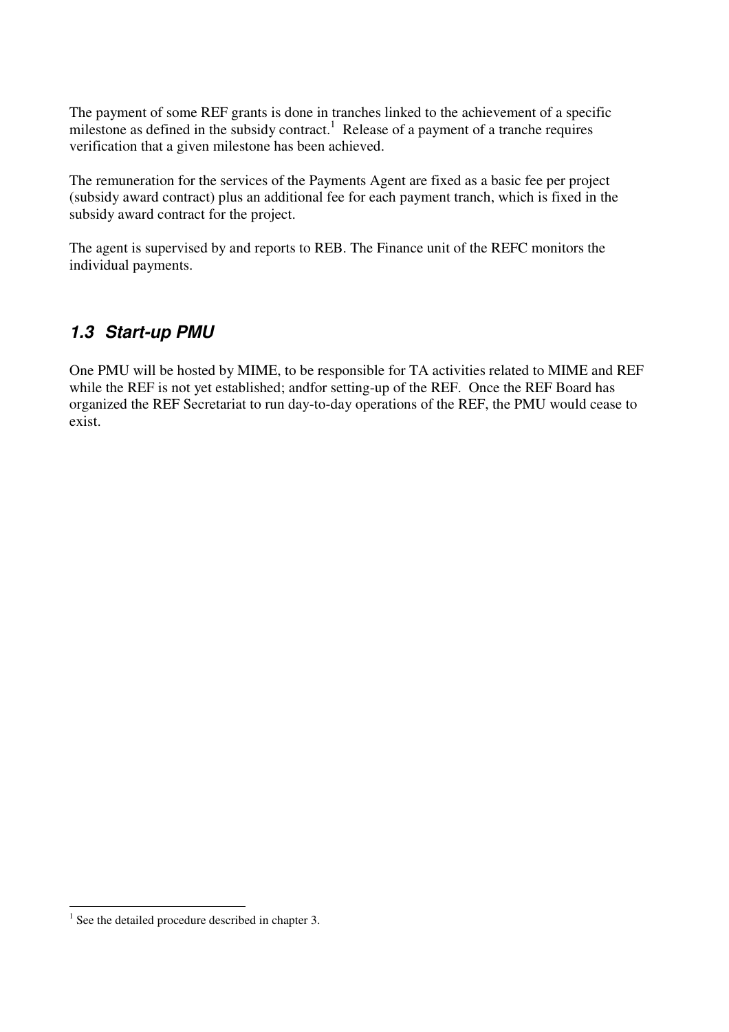The payment of some REF grants is done in tranches linked to the achievement of a specific milestone as defined in the subsidy contract.[1] Release of a payment of a tranche requires verification that a given milestone has been achieved.

The remuneration for the services of the Payments Agent are fixed as a basic fee per project (subsidy award contract) plus an additional fee for each payment tranch, which is fixed in the subsidy award contract for the project.

The agent is supervised by and reports to REB. The Finance unit of the REFC monitors the individual payments.

### *1.3 Start-up PMU*

One PMU will be hosted by MIME, to be responsible for TA activities related to MIME and REF while the REF is not yet established; andfor setting-up of the REF. Once the REF Board has organized the REF Secretariat to run day-to-day operations of the REF, the PMU would cease to exist.

[1] See the detailed procedure described in chapter 3.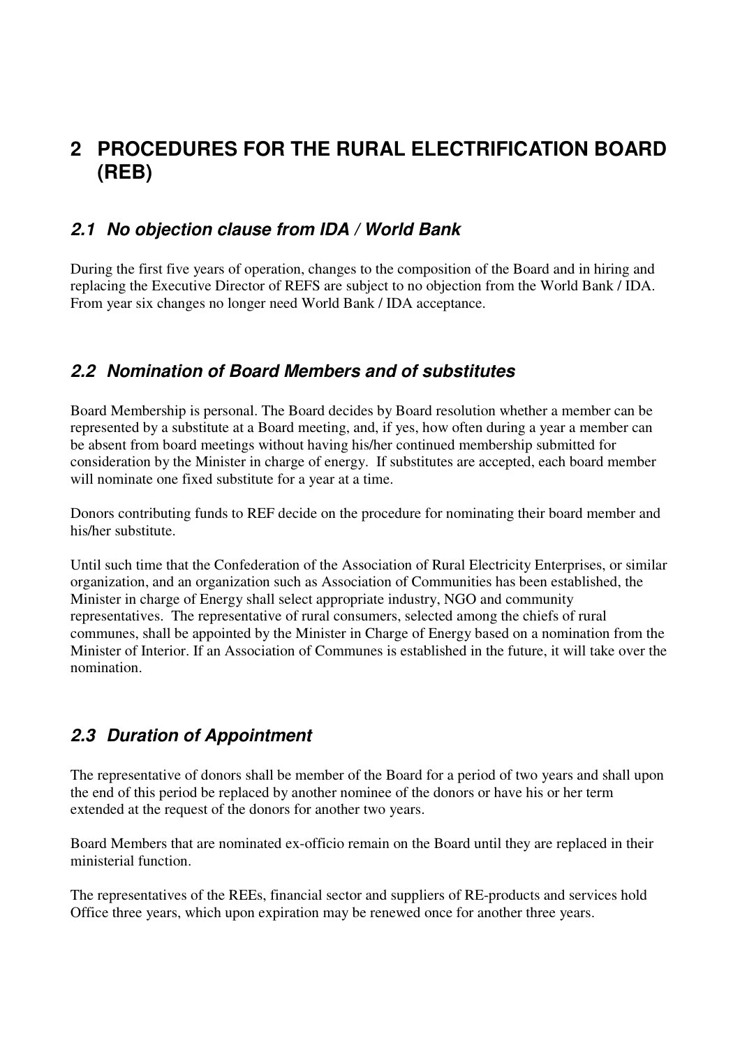# 2 PROCEDURES FOR THE RURAL ELECTRIFICATION BOARD (REB)

## *2.1 No objection clause from IDA / World Bank*

During the first five years of operation, changes to the composition of the Board and in hiring and replacing the Executive Director of REFS are subject to no objection from the World Bank / IDA. From year six changes no longer need World Bank / IDA acceptance.

## *2.2 Nomination of Board Members and of substitutes*

Board Membership is personal. The Board decides by Board resolution whether a member can be represented by a substitute at a Board meeting, and, if yes, how often during a year a member can be absent from board meetings without having his/her continued membership submitted for consideration by the Minister in charge of energy. If substitutes are accepted, each board member will nominate one fixed substitute for a year at a time.

Donors contributing funds to REF decide on the procedure for nominating their board member and his/her substitute.

Until such time that the Confederation of the Association of Rural Electricity Enterprises, or similar organization, and an organization such as Association of Communities has been established, the Minister in charge of Energy shall select appropriate industry, NGO and community representatives. The representative of rural consumers, selected among the chiefs of rural communes, shall be appointed by the Minister in Charge of Energy based on a nomination from the Minister of Interior. If an Association of Communes is established in the future, it will take over the nomination.

## *2.3 Duration of Appointment*

The representative of donors shall be member of the Board for a period of two years and shall upon the end of this period be replaced by another nominee of the donors or have his or her term extended at the request of the donors for another two years.

Board Members that are nominated ex-officio remain on the Board until they are replaced in their ministerial function.

The representatives of the REEs, financial sector and suppliers of RE-products and services hold Office three years, which upon expiration may be renewed once for another three years.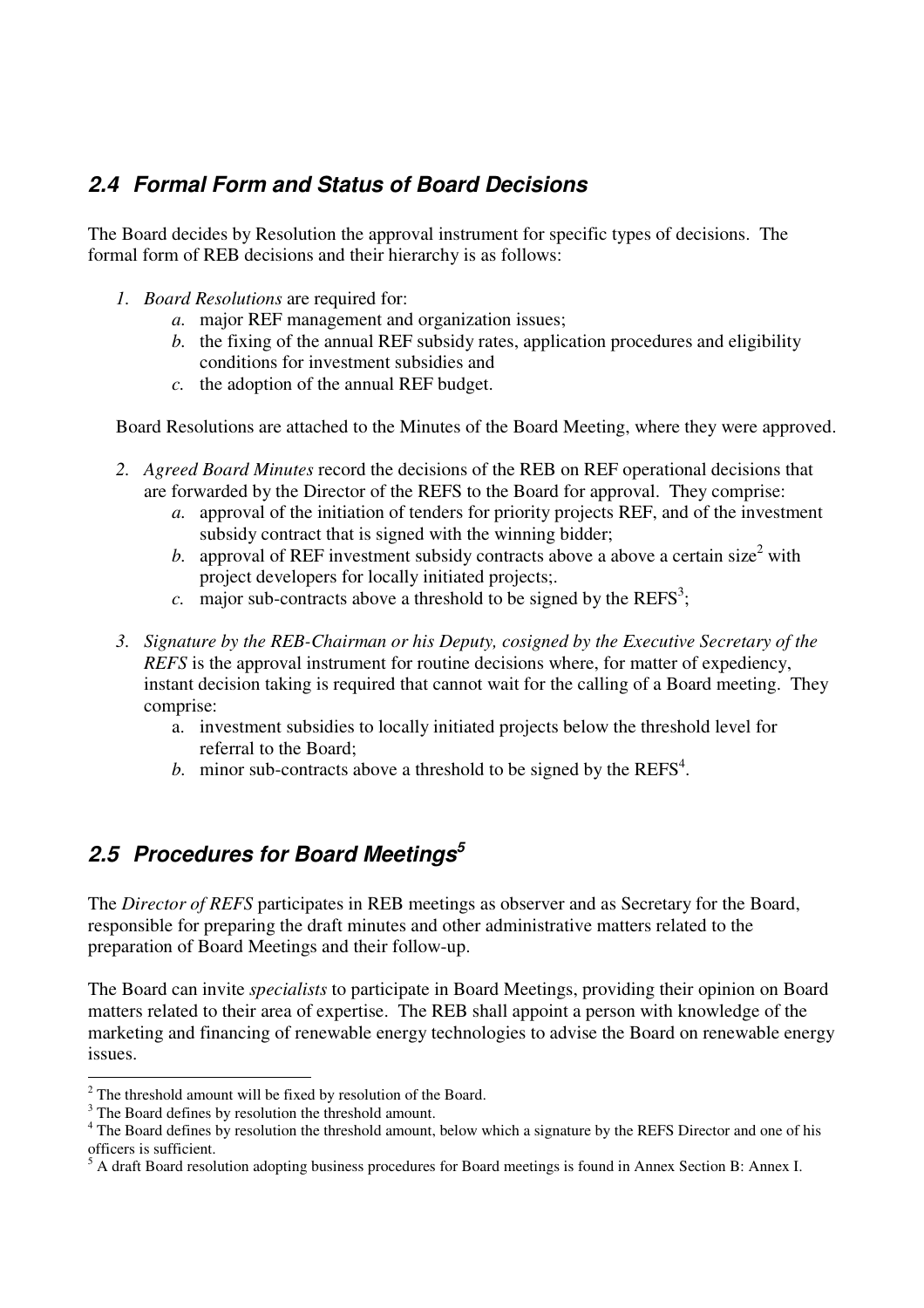## *2.4 Formal Form and Status of Board Decisions*

The Board decides by Resolution the approval instrument for specific types of decisions. The formal form of REB decisions and their hierarchy is as follows:

1. *Board Resolutions* are required for:
    a. major REF management and organization issues;
    b. the fixing of the annual REF subsidy rates, application procedures and eligibility conditions for investment subsidies and
    c. the adoption of the annual REF budget.

   Board Resolutions are attached to the Minutes of the Board Meeting, where they were approved.

2. *Agreed Board Minutes* record the decisions of the REB on REF operational decisions that are forwarded by the Director of the REFS to the Board for approval. They comprise:
    a. approval of the initiation of tenders for priority projects REF, and of the investment subsidy contract that is signed with the winning bidder;
    b. approval of REF investment subsidy contracts above a above a certain size[2] with project developers for locally initiated projects;.
    c. major sub-contracts above a threshold to be signed by the REFS[3];

3. *Signature by the REB-Chairman or his Deputy, cosigned by the Executive Secretary of the REFS* is the approval instrument for routine decisions where, for matter of expediency, instant decision taking is required that cannot wait for the calling of a Board meeting. They comprise:
    a. investment subsidies to locally initiated projects below the threshold level for referral to the Board;
    b. minor sub-contracts above a threshold to be signed by the REFS[4].

## *2.5 Procedures for Board Meetings[5]*

The *Director of REFS* participates in REB meetings as observer and as Secretary for the Board, responsible for preparing the draft minutes and other administrative matters related to the preparation of Board Meetings and their follow-up.

The Board can invite *specialists* to participate in Board Meetings, providing their opinion on Board matters related to their area of expertise. The REB shall appoint a person with knowledge of the marketing and financing of renewable energy technologies to advise the Board on renewable energy issues.

---

[2] The threshold amount will be fixed by resolution of the Board.

[3] The Board defines by resolution the threshold amount.

[4] The Board defines by resolution the threshold amount, below which a signature by the REFS Director and one of his officers is sufficient.

[5] A draft Board resolution adopting business procedures for Board meetings is found in Annex Section B: Annex I.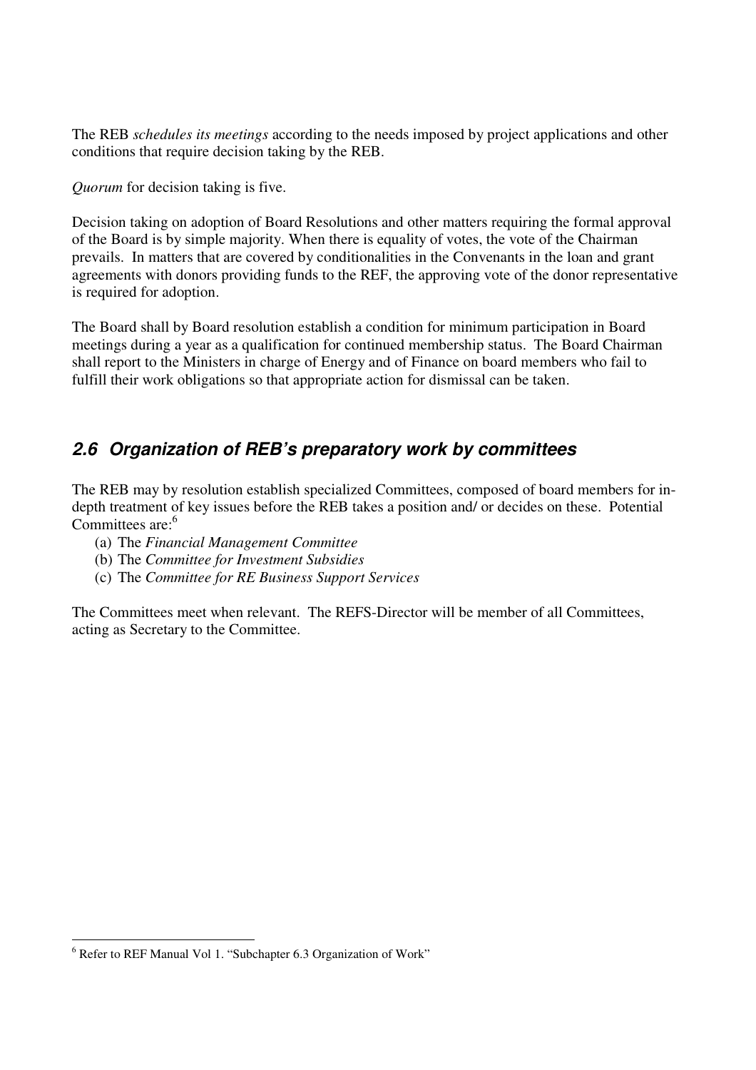The REB *schedules its meetings* according to the needs imposed by project applications and other conditions that require decision taking by the REB.

*Quorum* for decision taking is five.

Decision taking on adoption of Board Resolutions and other matters requiring the formal approval of the Board is by simple majority. When there is equality of votes, the vote of the Chairman prevails. In matters that are covered by conditionalities in the Convenants in the loan and grant agreements with donors providing funds to the REF, the approving vote of the donor representative is required for adoption.

The Board shall by Board resolution establish a condition for minimum participation in Board meetings during a year as a qualification for continued membership status. The Board Chairman shall report to the Ministers in charge of Energy and of Finance on board members who fail to fulfill their work obligations so that appropriate action for dismissal can be taken.

## *2.6 Organization of REB's preparatory work by committees*

The REB may by resolution establish specialized Committees, composed of board members for in-depth treatment of key issues before the REB takes a position and/ or decides on these. Potential Committees are:[6]

(a) The *Financial Management Committee*
(b) The *Committee for Investment Subsidies*
(c) The *Committee for RE Business Support Services*

The Committees meet when relevant. The REFS-Director will be member of all Committees, acting as Secretary to the Committee.

[6] Refer to REF Manual Vol 1. "Subchapter 6.3 Organization of Work"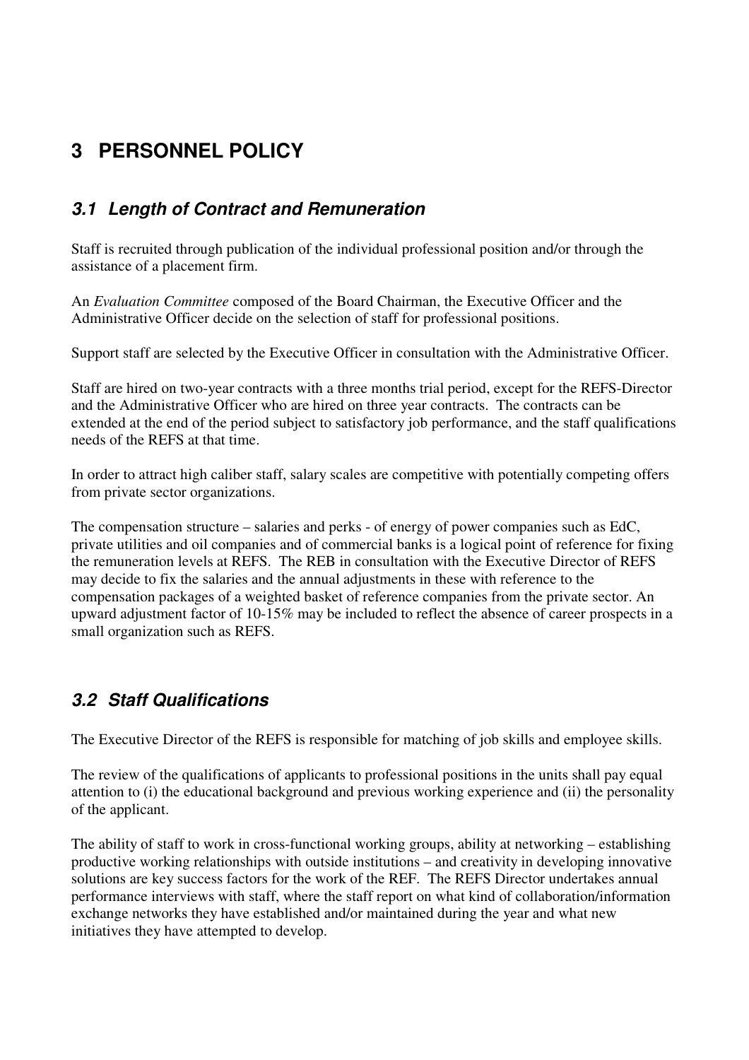# 3 PERSONNEL POLICY

## 3.1 Length of Contract and Remuneration

Staff is recruited through publication of the individual professional position and/or through the assistance of a placement firm.

An *Evaluation Committee* composed of the Board Chairman, the Executive Officer and the Administrative Officer decide on the selection of staff for professional positions.

Support staff are selected by the Executive Officer in consultation with the Administrative Officer.

Staff are hired on two-year contracts with a three months trial period, except for the REFS-Director and the Administrative Officer who are hired on three year contracts. The contracts can be extended at the end of the period subject to satisfactory job performance, and the staff qualifications needs of the REFS at that time.

In order to attract high caliber staff, salary scales are competitive with potentially competing offers from private sector organizations.

The compensation structure – salaries and perks - of energy of power companies such as EdC, private utilities and oil companies and of commercial banks is a logical point of reference for fixing the remuneration levels at REFS. The REB in consultation with the Executive Director of REFS may decide to fix the salaries and the annual adjustments in these with reference to the compensation packages of a weighted basket of reference companies from the private sector. An upward adjustment factor of 10-15% may be included to reflect the absence of career prospects in a small organization such as REFS.

## 3.2 Staff Qualifications

The Executive Director of the REFS is responsible for matching of job skills and employee skills.

The review of the qualifications of applicants to professional positions in the units shall pay equal attention to (i) the educational background and previous working experience and (ii) the personality of the applicant.

The ability of staff to work in cross-functional working groups, ability at networking – establishing productive working relationships with outside institutions – and creativity in developing innovative solutions are key success factors for the work of the REF. The REFS Director undertakes annual performance interviews with staff, where the staff report on what kind of collaboration/information exchange networks they have established and/or maintained during the year and what new initiatives they have attempted to develop.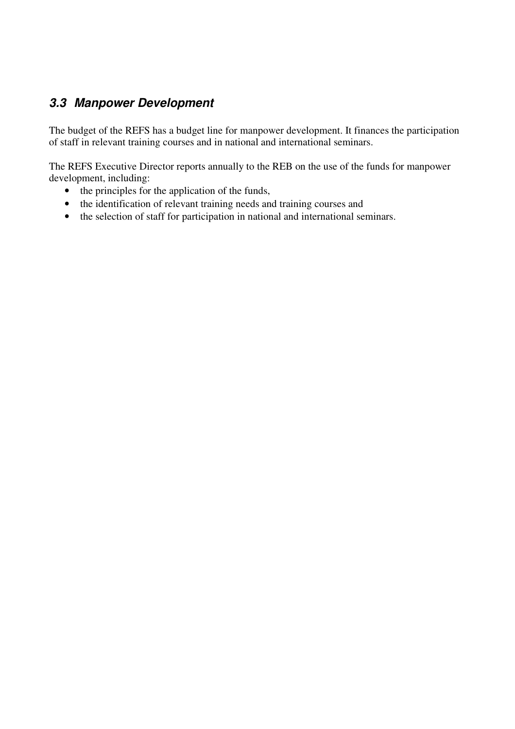### *3.3 Manpower Development*

The budget of the REFS has a budget line for manpower development. It finances the participation of staff in relevant training courses and in national and international seminars.

The REFS Executive Director reports annually to the REB on the use of the funds for manpower development, including:

- the principles for the application of the funds,
- the identification of relevant training needs and training courses and
- the selection of staff for participation in national and international seminars.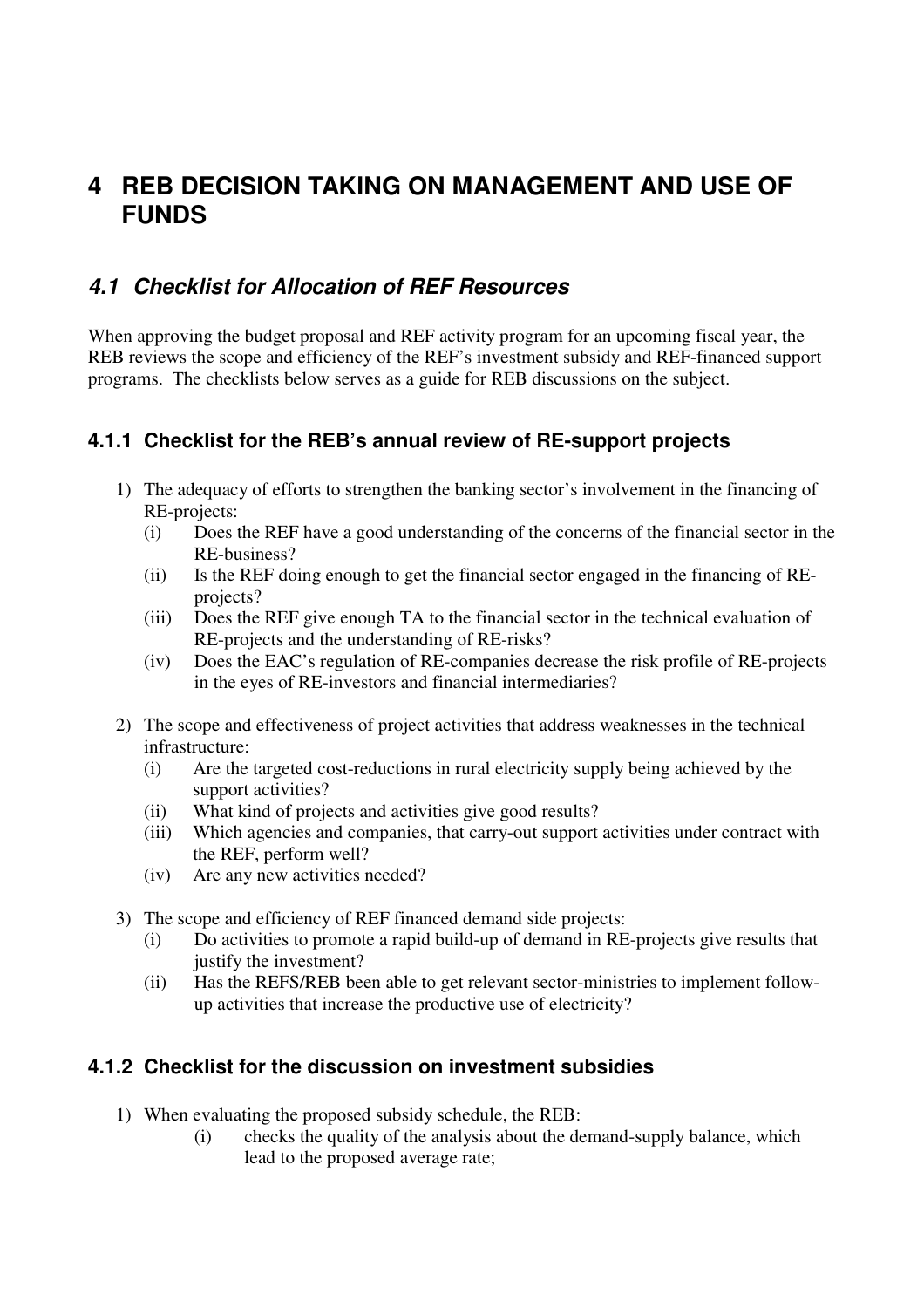# 4 REB DECISION TAKING ON MANAGEMENT AND USE OF FUNDS

## *4.1 Checklist for Allocation of REF Resources*

When approving the budget proposal and REF activity program for an upcoming fiscal year, the REB reviews the scope and efficiency of the REF's investment subsidy and REF-financed support programs. The checklists below serves as a guide for REB discussions on the subject.

### 4.1.1 Checklist for the REB's annual review of RE-support projects

1) The adequacy of efforts to strengthen the banking sector's involvement in the financing of RE-projects:
   - (i) Does the REF have a good understanding of the concerns of the financial sector in the RE-business?
   - (ii) Is the REF doing enough to get the financial sector engaged in the financing of RE-projects?
   - (iii) Does the REF give enough TA to the financial sector in the technical evaluation of RE-projects and the understanding of RE-risks?
   - (iv) Does the EAC's regulation of RE-companies decrease the risk profile of RE-projects in the eyes of RE-investors and financial intermediaries?

2) The scope and effectiveness of project activities that address weaknesses in the technical infrastructure:
   - (i) Are the targeted cost-reductions in rural electricity supply being achieved by the support activities?
   - (ii) What kind of projects and activities give good results?
   - (iii) Which agencies and companies, that carry-out support activities under contract with the REF, perform well?
   - (iv) Are any new activities needed?

3) The scope and efficiency of REF financed demand side projects:
   - (i) Do activities to promote a rapid build-up of demand in RE-projects give results that justify the investment?
   - (ii) Has the REFS/REB been able to get relevant sector-ministries to implement follow-up activities that increase the productive use of electricity?

### 4.1.2 Checklist for the discussion on investment subsidies

1) When evaluating the proposed subsidy schedule, the REB:
   - (i) checks the quality of the analysis about the demand-supply balance, which lead to the proposed average rate;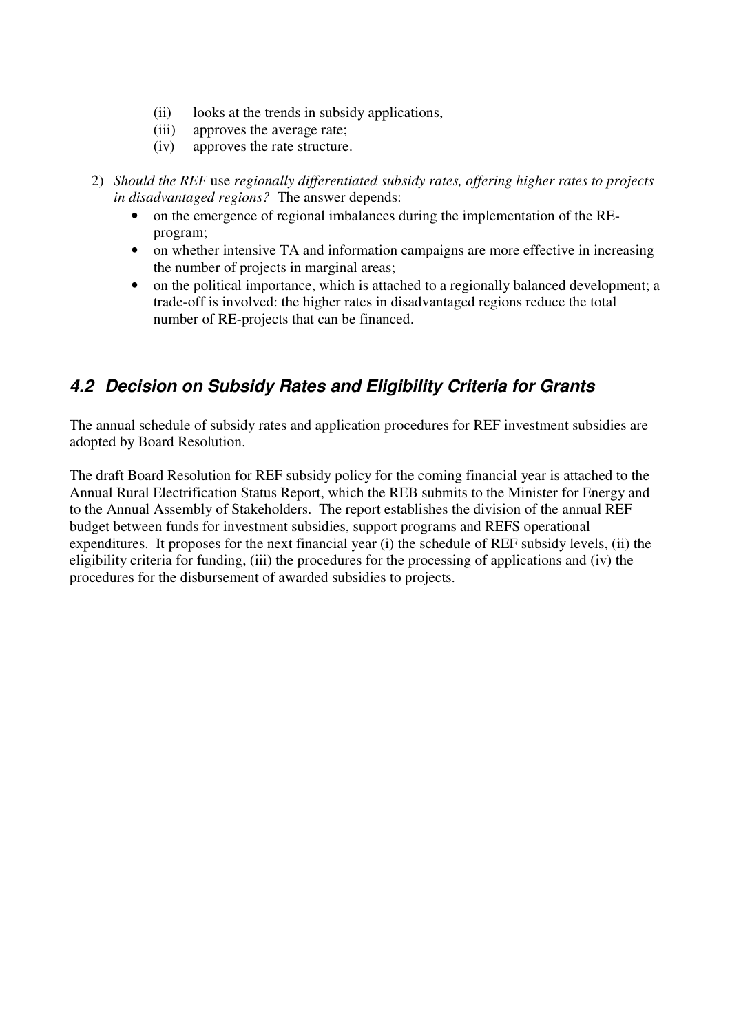(ii) looks at the trends in subsidy applications,
(iii) approves the average rate;
(iv) approves the rate structure.

2) *Should the REF* use *regionally differentiated subsidy rates, offering higher rates to projects in disadvantaged regions?* The answer depends:
   - on the emergence of regional imbalances during the implementation of the RE-program;
   - on whether intensive TA and information campaigns are more effective in increasing the number of projects in marginal areas;
   - on the political importance, which is attached to a regionally balanced development; a trade-off is involved: the higher rates in disadvantaged regions reduce the total number of RE-projects that can be financed.

## *4.2 Decision on Subsidy Rates and Eligibility Criteria for Grants*

The annual schedule of subsidy rates and application procedures for REF investment subsidies are adopted by Board Resolution.

The draft Board Resolution for REF subsidy policy for the coming financial year is attached to the Annual Rural Electrification Status Report, which the REB submits to the Minister for Energy and to the Annual Assembly of Stakeholders. The report establishes the division of the annual REF budget between funds for investment subsidies, support programs and REFS operational expenditures. It proposes for the next financial year (i) the schedule of REF subsidy levels, (ii) the eligibility criteria for funding, (iii) the procedures for the processing of applications and (iv) the procedures for the disbursement of awarded subsidies to projects.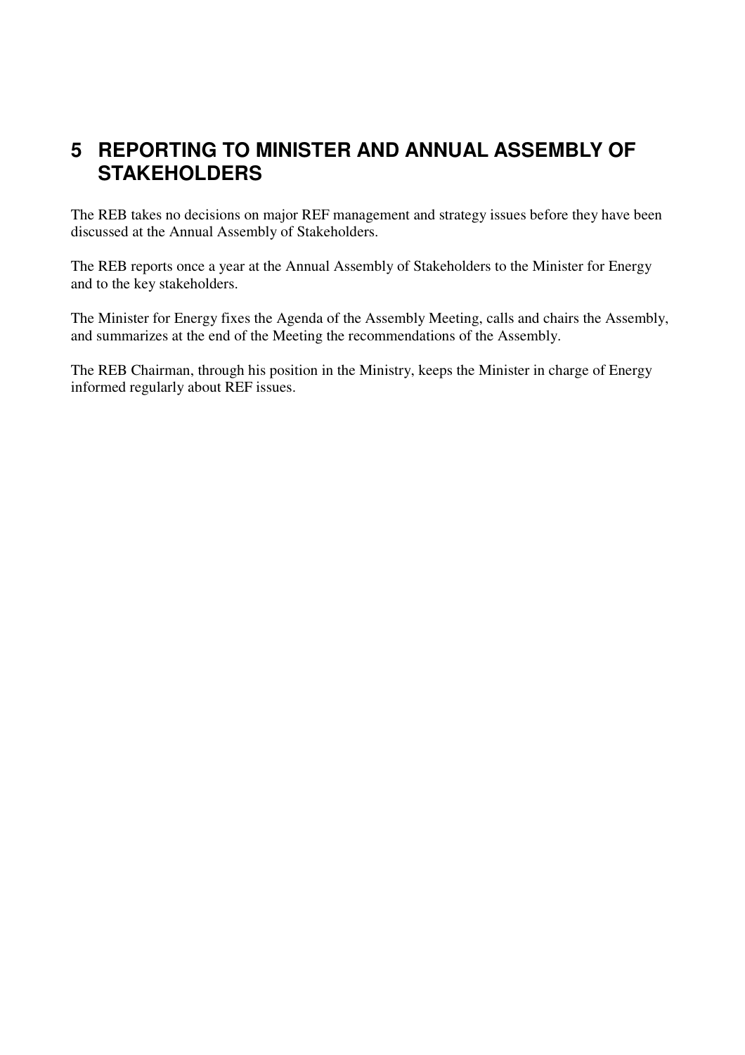# 5 REPORTING TO MINISTER AND ANNUAL ASSEMBLY OF STAKEHOLDERS

The REB takes no decisions on major REF management and strategy issues before they have been discussed at the Annual Assembly of Stakeholders.

The REB reports once a year at the Annual Assembly of Stakeholders to the Minister for Energy and to the key stakeholders.

The Minister for Energy fixes the Agenda of the Assembly Meeting, calls and chairs the Assembly, and summarizes at the end of the Meeting the recommendations of the Assembly.

The REB Chairman, through his position in the Ministry, keeps the Minister in charge of Energy informed regularly about REF issues.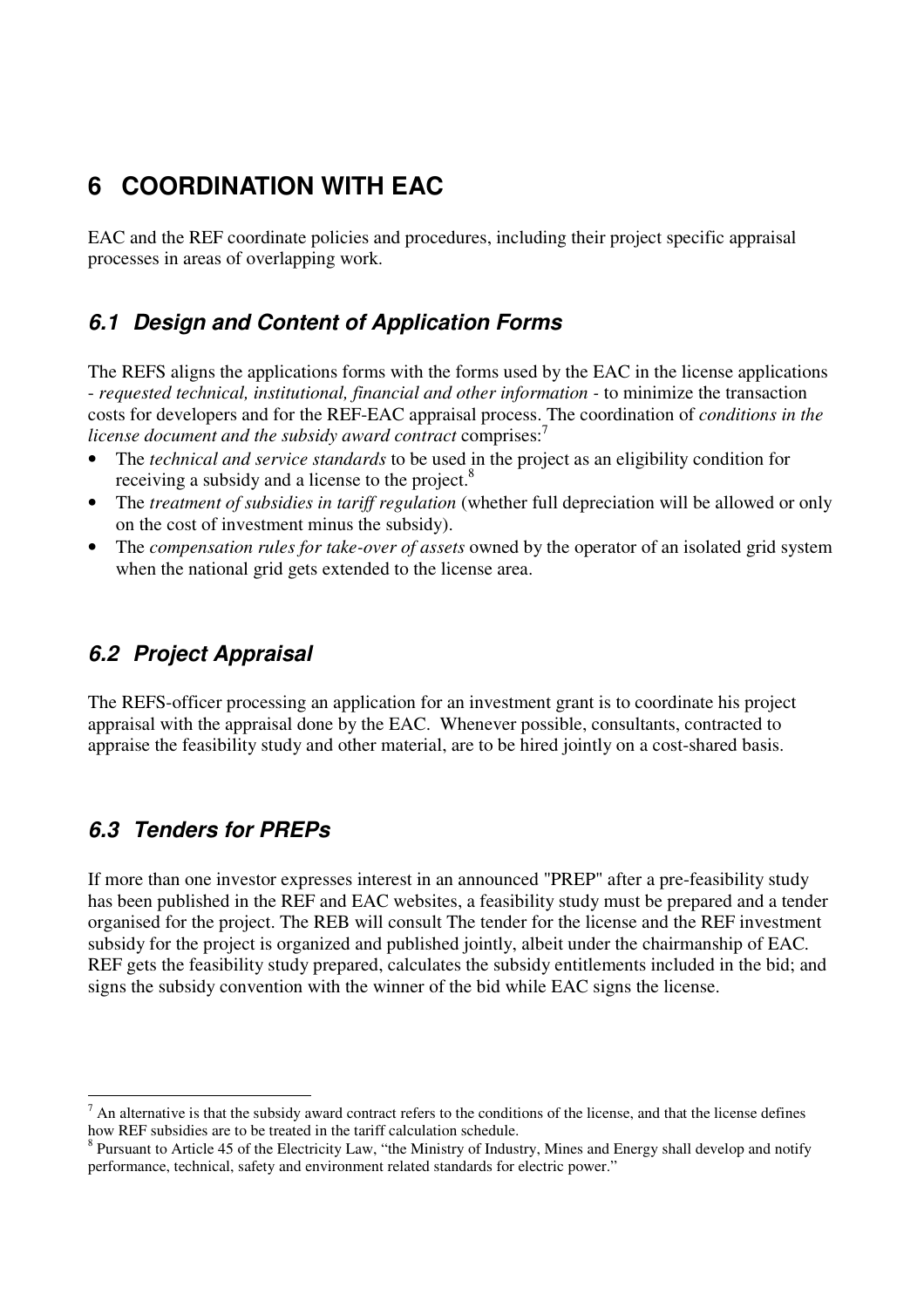# 6 COORDINATION WITH EAC

EAC and the REF coordinate policies and procedures, including their project specific appraisal processes in areas of overlapping work.

## 6.1 Design and Content of Application Forms

The REFS aligns the applications forms with the forms used by the EAC in the license applications - *requested technical, institutional, financial and other information* - to minimize the transaction costs for developers and for the REF-EAC appraisal process. The coordination of *conditions in the license document and the subsidy award contract* comprises:[7]

- The *technical and service standards* to be used in the project as an eligibility condition for receiving a subsidy and a license to the project.[8]
- The *treatment of subsidies in tariff regulation* (whether full depreciation will be allowed or only on the cost of investment minus the subsidy).
- The *compensation rules for take-over of assets* owned by the operator of an isolated grid system when the national grid gets extended to the license area.

## 6.2 Project Appraisal

The REFS-officer processing an application for an investment grant is to coordinate his project appraisal with the appraisal done by the EAC. Whenever possible, consultants, contracted to appraise the feasibility study and other material, are to be hired jointly on a cost-shared basis.

## 6.3 Tenders for PREPs

If more than one investor expresses interest in an announced "PREP" after a pre-feasibility study has been published in the REF and EAC websites, a feasibility study must be prepared and a tender organised for the project. The REB will consult The tender for the license and the REF investment subsidy for the project is organized and published jointly, albeit under the chairmanship of EAC. REF gets the feasibility study prepared, calculates the subsidy entitlements included in the bid; and signs the subsidy convention with the winner of the bid while EAC signs the license.

---

[7] An alternative is that the subsidy award contract refers to the conditions of the license, and that the license defines how REF subsidies are to be treated in the tariff calculation schedule.

[8] Pursuant to Article 45 of the Electricity Law, "the Ministry of Industry, Mines and Energy shall develop and notify performance, technical, safety and environment related standards for electric power."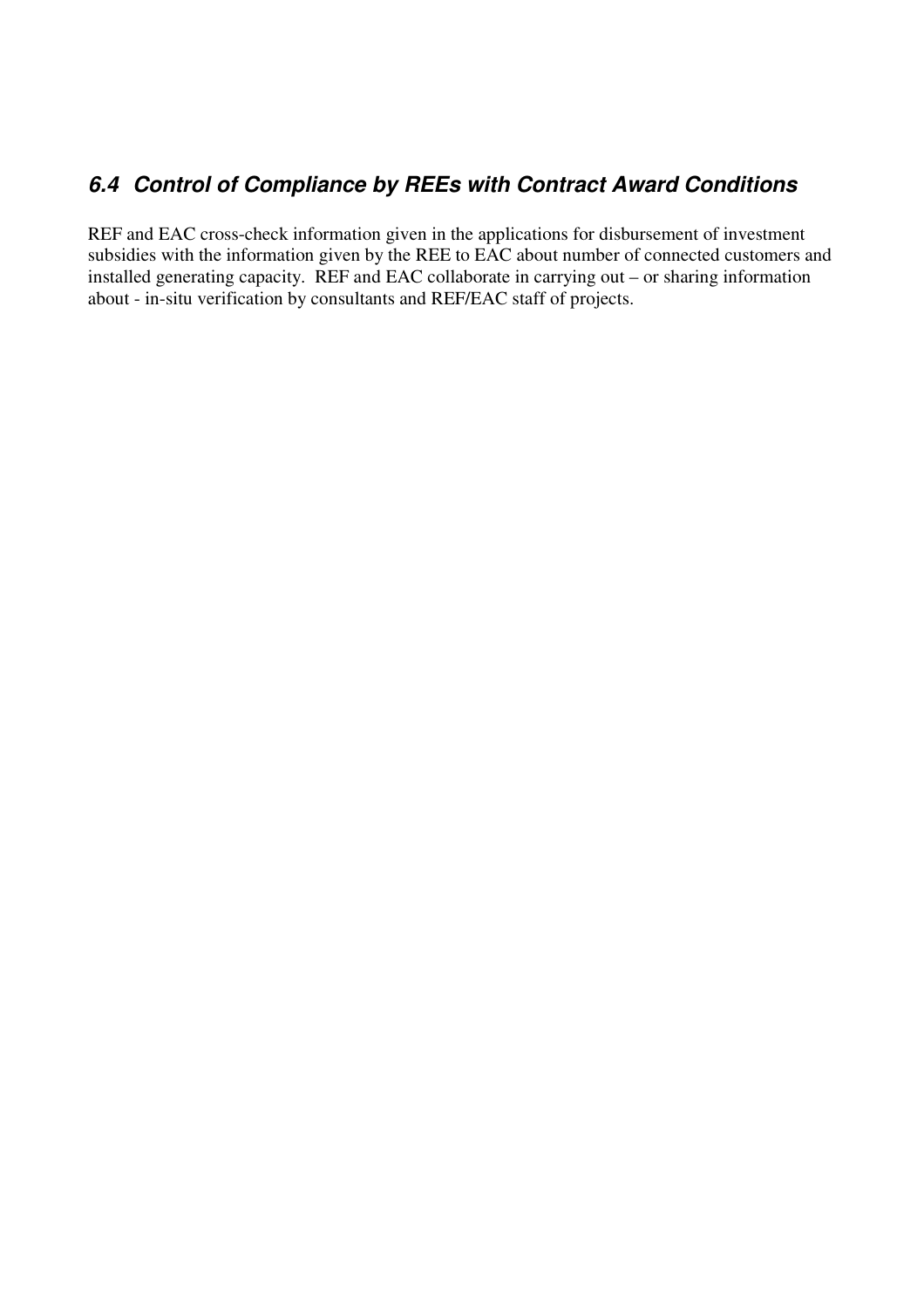### *6.4 Control of Compliance by REEs with Contract Award Conditions*

REF and EAC cross-check information given in the applications for disbursement of investment subsidies with the information given by the REE to EAC about number of connected customers and installed generating capacity. REF and EAC collaborate in carrying out – or sharing information about - in-situ verification by consultants and REF/EAC staff of projects.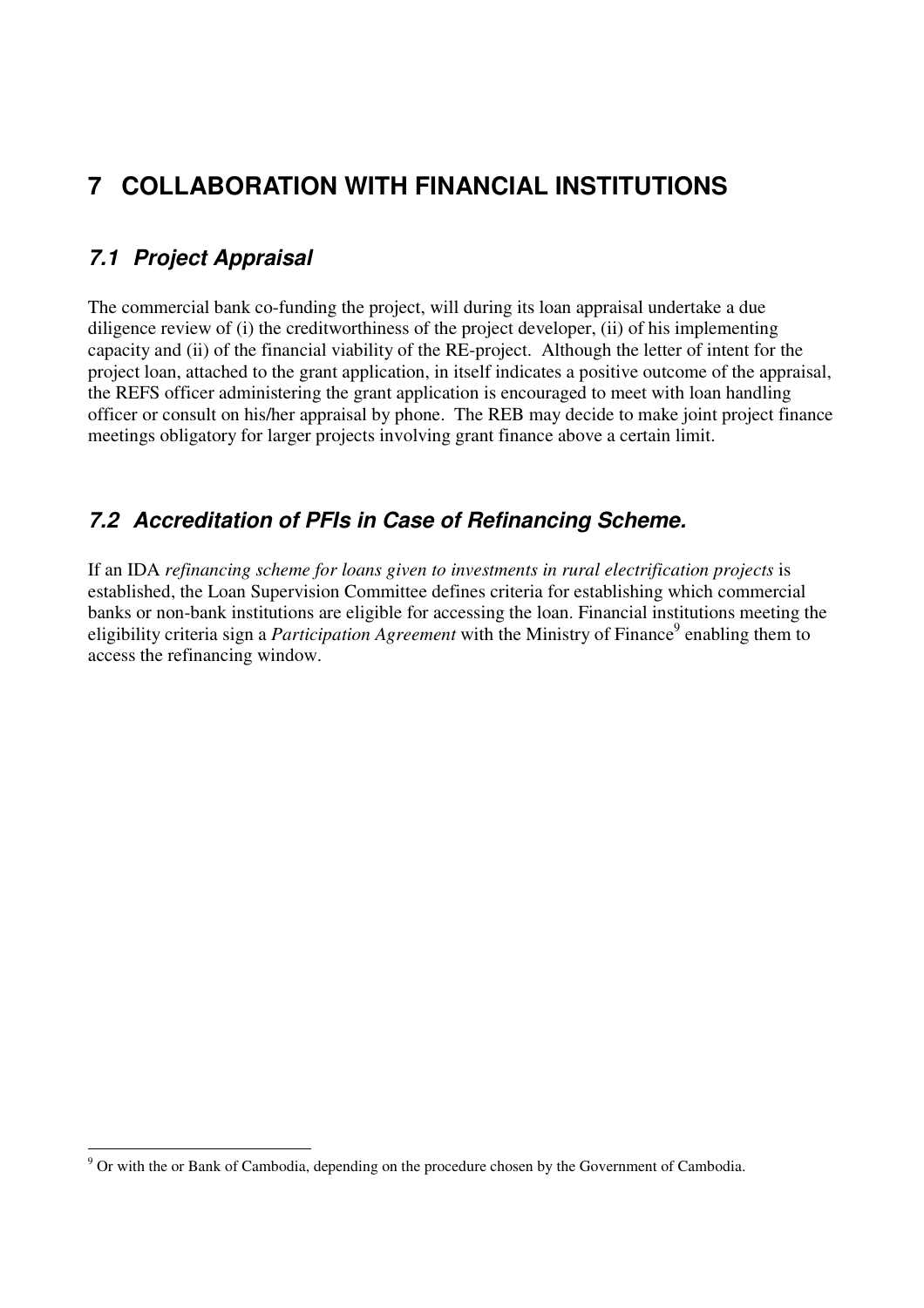# 7 COLLABORATION WITH FINANCIAL INSTITUTIONS

## *7.1 Project Appraisal*

The commercial bank co-funding the project, will during its loan appraisal undertake a due diligence review of (i) the creditworthiness of the project developer, (ii) of his implementing capacity and (ii) of the financial viability of the RE-project. Although the letter of intent for the project loan, attached to the grant application, in itself indicates a positive outcome of the appraisal, the REFS officer administering the grant application is encouraged to meet with loan handling officer or consult on his/her appraisal by phone. The REB may decide to make joint project finance meetings obligatory for larger projects involving grant finance above a certain limit.

## *7.2 Accreditation of PFIs in Case of Refinancing Scheme.*

If an IDA *refinancing scheme for loans given to investments in rural electrification projects* is established, the Loan Supervision Committee defines criteria for establishing which commercial banks or non-bank institutions are eligible for accessing the loan. Financial institutions meeting the eligibility criteria sign a *Participation Agreement* with the Ministry of Finance[9] enabling them to access the refinancing window.

---

[9] Or with the or Bank of Cambodia, depending on the procedure chosen by the Government of Cambodia.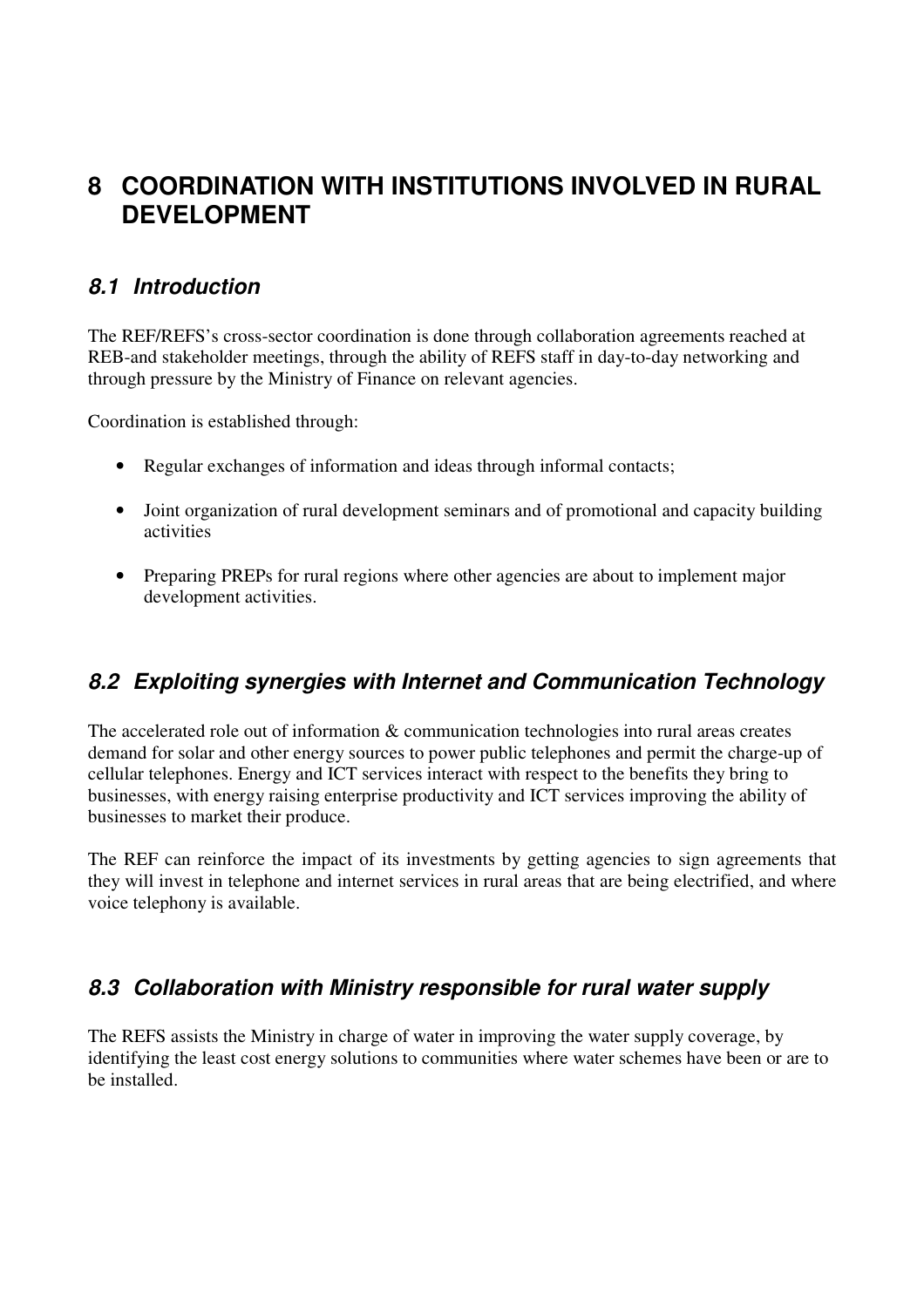# 8 COORDINATION WITH INSTITUTIONS INVOLVED IN RURAL DEVELOPMENT

## *8.1 Introduction*

The REF/REFS's cross-sector coordination is done through collaboration agreements reached at REB-and stakeholder meetings, through the ability of REFS staff in day-to-day networking and through pressure by the Ministry of Finance on relevant agencies.

Coordination is established through:

- Regular exchanges of information and ideas through informal contacts;
- Joint organization of rural development seminars and of promotional and capacity building activities
- Preparing PREPs for rural regions where other agencies are about to implement major development activities.

## *8.2 Exploiting synergies with Internet and Communication Technology*

The accelerated role out of information & communication technologies into rural areas creates demand for solar and other energy sources to power public telephones and permit the charge-up of cellular telephones. Energy and ICT services interact with respect to the benefits they bring to businesses, with energy raising enterprise productivity and ICT services improving the ability of businesses to market their produce.

The REF can reinforce the impact of its investments by getting agencies to sign agreements that they will invest in telephone and internet services in rural areas that are being electrified, and where voice telephony is available.

## *8.3 Collaboration with Ministry responsible for rural water supply*

The REFS assists the Ministry in charge of water in improving the water supply coverage, by identifying the least cost energy solutions to communities where water schemes have been or are to be installed.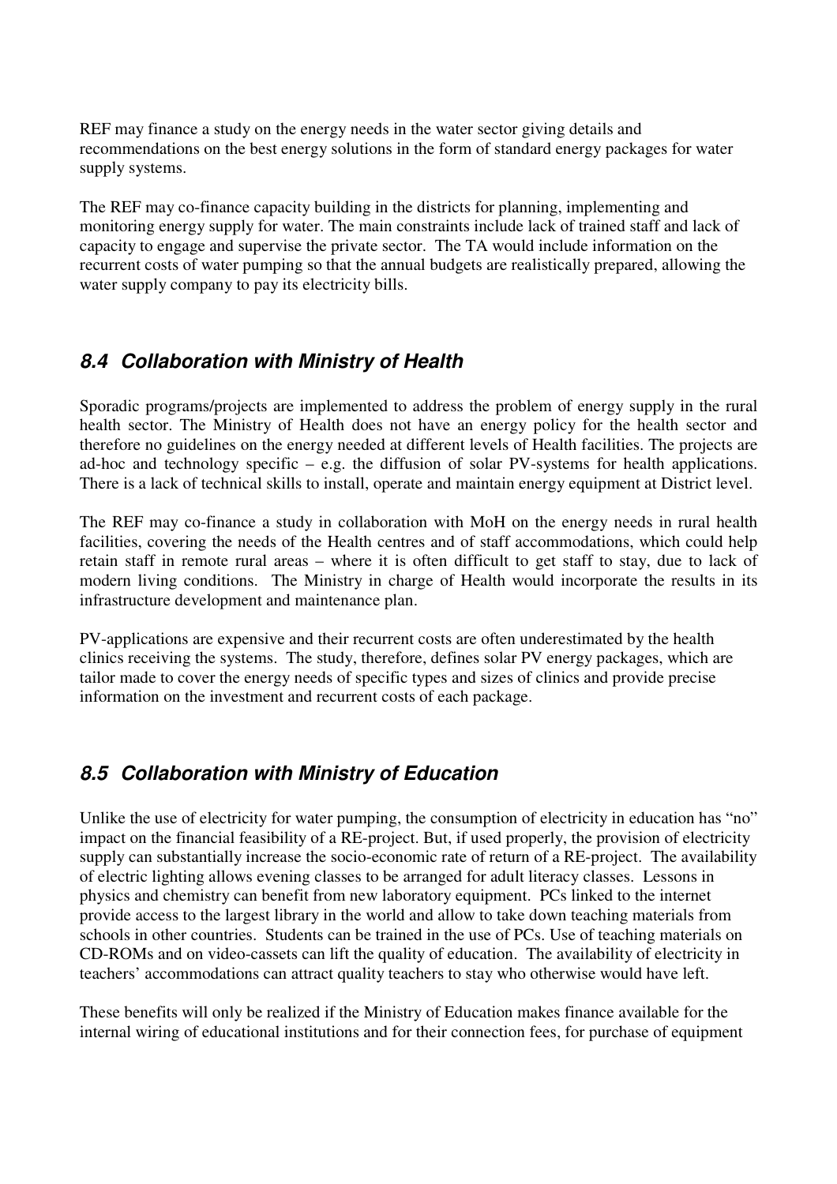REF may finance a study on the energy needs in the water sector giving details and recommendations on the best energy solutions in the form of standard energy packages for water supply systems.

The REF may co-finance capacity building in the districts for planning, implementing and monitoring energy supply for water. The main constraints include lack of trained staff and lack of capacity to engage and supervise the private sector. The TA would include information on the recurrent costs of water pumping so that the annual budgets are realistically prepared, allowing the water supply company to pay its electricity bills.

## *8.4 Collaboration with Ministry of Health*

Sporadic programs/projects are implemented to address the problem of energy supply in the rural health sector. The Ministry of Health does not have an energy policy for the health sector and therefore no guidelines on the energy needed at different levels of Health facilities. The projects are ad-hoc and technology specific – e.g. the diffusion of solar PV-systems for health applications. There is a lack of technical skills to install, operate and maintain energy equipment at District level.

The REF may co-finance a study in collaboration with MoH on the energy needs in rural health facilities, covering the needs of the Health centres and of staff accommodations, which could help retain staff in remote rural areas – where it is often difficult to get staff to stay, due to lack of modern living conditions. The Ministry in charge of Health would incorporate the results in its infrastructure development and maintenance plan.

PV-applications are expensive and their recurrent costs are often underestimated by the health clinics receiving the systems. The study, therefore, defines solar PV energy packages, which are tailor made to cover the energy needs of specific types and sizes of clinics and provide precise information on the investment and recurrent costs of each package.

## *8.5 Collaboration with Ministry of Education*

Unlike the use of electricity for water pumping, the consumption of electricity in education has "no" impact on the financial feasibility of a RE-project. But, if used properly, the provision of electricity supply can substantially increase the socio-economic rate of return of a RE-project. The availability of electric lighting allows evening classes to be arranged for adult literacy classes. Lessons in physics and chemistry can benefit from new laboratory equipment. PCs linked to the internet provide access to the largest library in the world and allow to take down teaching materials from schools in other countries. Students can be trained in the use of PCs. Use of teaching materials on CD-ROMs and on video-cassets can lift the quality of education. The availability of electricity in teachers' accommodations can attract quality teachers to stay who otherwise would have left.

These benefits will only be realized if the Ministry of Education makes finance available for the internal wiring of educational institutions and for their connection fees, for purchase of equipment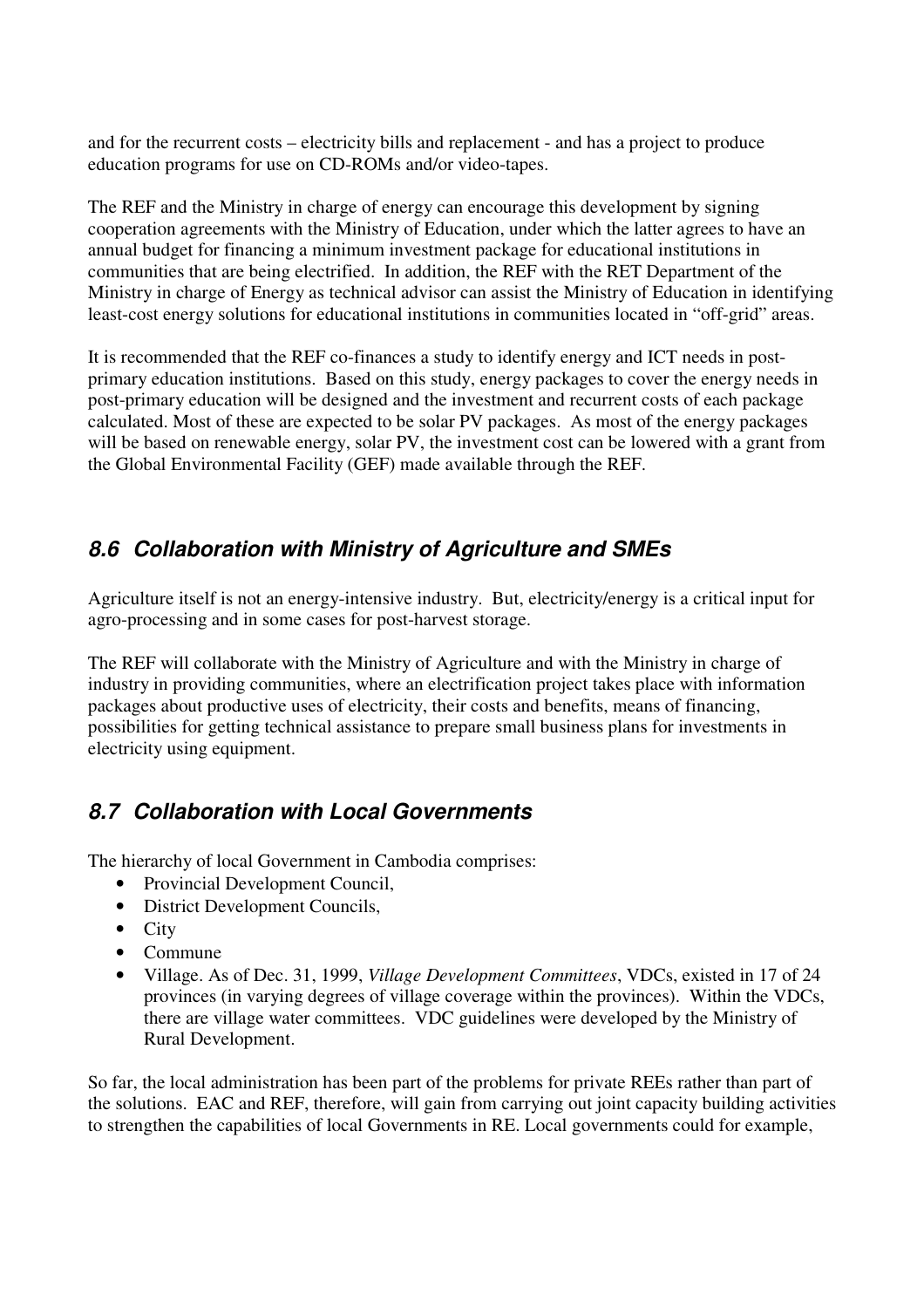and for the recurrent costs – electricity bills and replacement - and has a project to produce education programs for use on CD-ROMs and/or video-tapes.

The REF and the Ministry in charge of energy can encourage this development by signing cooperation agreements with the Ministry of Education, under which the latter agrees to have an annual budget for financing a minimum investment package for educational institutions in communities that are being electrified. In addition, the REF with the RET Department of the Ministry in charge of Energy as technical advisor can assist the Ministry of Education in identifying least-cost energy solutions for educational institutions in communities located in "off-grid" areas.

It is recommended that the REF co-finances a study to identify energy and ICT needs in post-primary education institutions. Based on this study, energy packages to cover the energy needs in post-primary education will be designed and the investment and recurrent costs of each package calculated. Most of these are expected to be solar PV packages. As most of the energy packages will be based on renewable energy, solar PV, the investment cost can be lowered with a grant from the Global Environmental Facility (GEF) made available through the REF.

## 8.6 Collaboration with Ministry of Agriculture and SMEs

Agriculture itself is not an energy-intensive industry. But, electricity/energy is a critical input for agro-processing and in some cases for post-harvest storage.

The REF will collaborate with the Ministry of Agriculture and with the Ministry in charge of industry in providing communities, where an electrification project takes place with information packages about productive uses of electricity, their costs and benefits, means of financing, possibilities for getting technical assistance to prepare small business plans for investments in electricity using equipment.

## 8.7 Collaboration with Local Governments

The hierarchy of local Government in Cambodia comprises:

- Provincial Development Council,
- District Development Councils,
- City
- Commune
- Village. As of Dec. 31, 1999, *Village Development Committees*, VDCs, existed in 17 of 24 provinces (in varying degrees of village coverage within the provinces). Within the VDCs, there are village water committees. VDC guidelines were developed by the Ministry of Rural Development.

So far, the local administration has been part of the problems for private REEs rather than part of the solutions. EAC and REF, therefore, will gain from carrying out joint capacity building activities to strengthen the capabilities of local Governments in RE. Local governments could for example,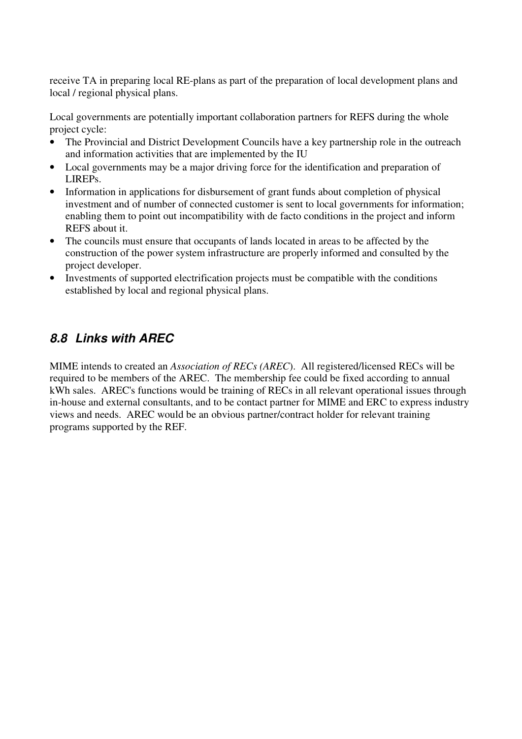receive TA in preparing local RE-plans as part of the preparation of local development plans and local / regional physical plans.

Local governments are potentially important collaboration partners for REFS during the whole project cycle:

- The Provincial and District Development Councils have a key partnership role in the outreach and information activities that are implemented by the IU
- Local governments may be a major driving force for the identification and preparation of LIREPs.
- Information in applications for disbursement of grant funds about completion of physical investment and of number of connected customer is sent to local governments for information; enabling them to point out incompatibility with de facto conditions in the project and inform REFS about it.
- The councils must ensure that occupants of lands located in areas to be affected by the construction of the power system infrastructure are properly informed and consulted by the project developer.
- Investments of supported electrification projects must be compatible with the conditions established by local and regional physical plans.

## *8.8 Links with AREC*

MIME intends to created an *Association of RECs (AREC*). All registered/licensed RECs will be required to be members of the AREC. The membership fee could be fixed according to annual kWh sales. AREC's functions would be training of RECs in all relevant operational issues through in-house and external consultants, and to be contact partner for MIME and ERC to express industry views and needs. AREC would be an obvious partner/contract holder for relevant training programs supported by the REF.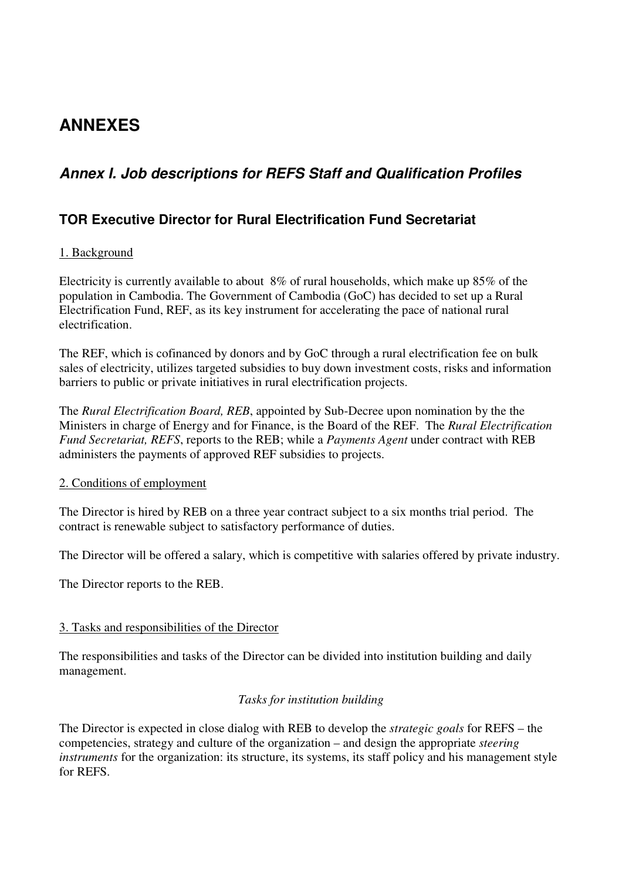# ANNEXES

## *Annex I. Job descriptions for REFS Staff and Qualification Profiles*

### TOR Executive Director for Rural Electrification Fund Secretariat

<u>1. Background</u>

Electricity is currently available to about 8% of rural households, which make up 85% of the population in Cambodia. The Government of Cambodia (GoC) has decided to set up a Rural Electrification Fund, REF, as its key instrument for accelerating the pace of national rural electrification.

The REF, which is cofinanced by donors and by GoC through a rural electrification fee on bulk sales of electricity, utilizes targeted subsidies to buy down investment costs, risks and information barriers to public or private initiatives in rural electrification projects.

The *Rural Electrification Board, REB*, appointed by Sub-Decree upon nomination by the the Ministers in charge of Energy and for Finance, is the Board of the REF. The *Rural Electrification Fund Secretariat, REFS*, reports to the REB; while a *Payments Agent* under contract with REB administers the payments of approved REF subsidies to projects.

<u>2. Conditions of employment</u>

The Director is hired by REB on a three year contract subject to a six months trial period. The contract is renewable subject to satisfactory performance of duties.

The Director will be offered a salary, which is competitive with salaries offered by private industry.

The Director reports to the REB.

<u>3. Tasks and responsibilities of the Director</u>

The responsibilities and tasks of the Director can be divided into institution building and daily management.

*Tasks for institution building*

The Director is expected in close dialog with REB to develop the *strategic goals* for REFS – the competencies, strategy and culture of the organization – and design the appropriate *steering instruments* for the organization: its structure, its systems, its staff policy and his management style for REFS.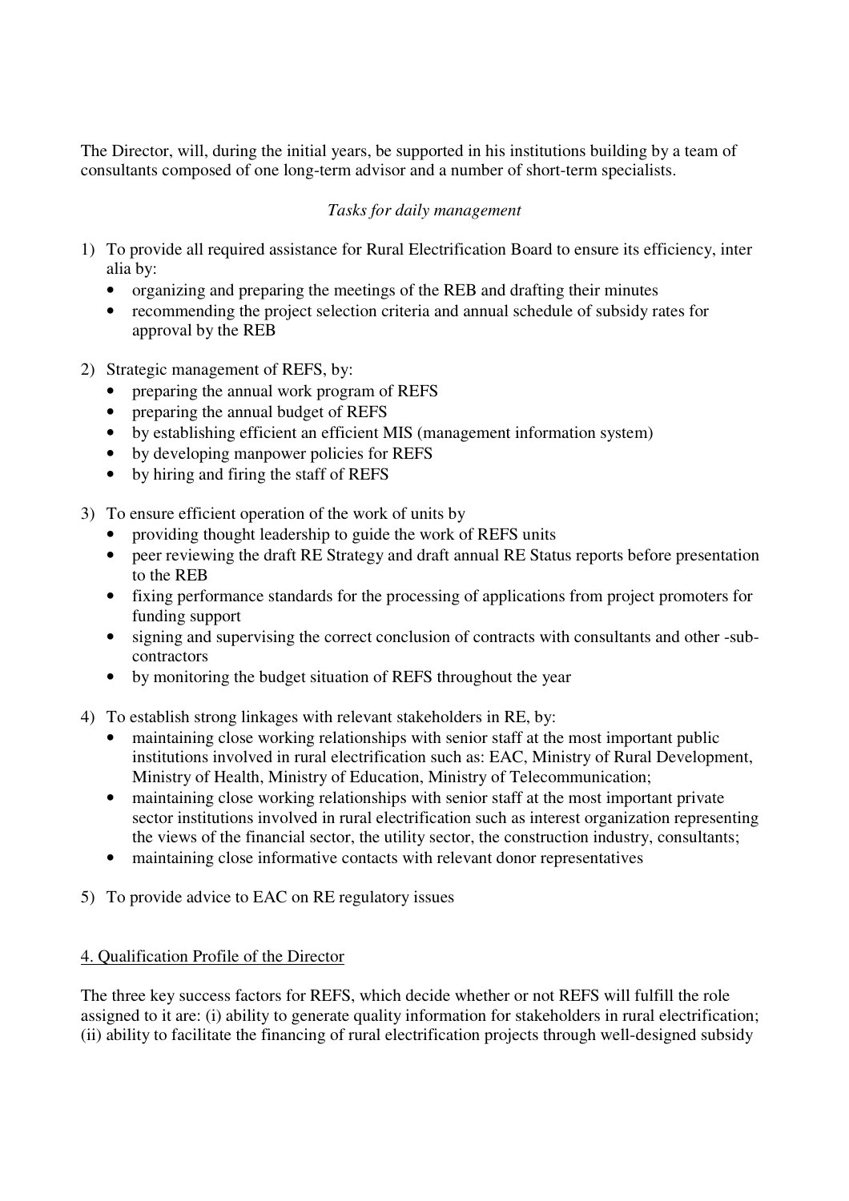The Director, will, during the initial years, be supported in his institutions building by a team of consultants composed of one long-term advisor and a number of short-term specialists.

*Tasks for daily management*

1) To provide all required assistance for Rural Electrification Board to ensure its efficiency, inter alia by:
   - organizing and preparing the meetings of the REB and drafting their minutes
   - recommending the project selection criteria and annual schedule of subsidy rates for approval by the REB

2) Strategic management of REFS, by:
   - preparing the annual work program of REFS
   - preparing the annual budget of REFS
   - by establishing efficient an efficient MIS (management information system)
   - by developing manpower policies for REFS
   - by hiring and firing the staff of REFS

3) To ensure efficient operation of the work of units by
   - providing thought leadership to guide the work of REFS units
   - peer reviewing the draft RE Strategy and draft annual RE Status reports before presentation to the REB
   - fixing performance standards for the processing of applications from project promoters for funding support
   - signing and supervising the correct conclusion of contracts with consultants and other -sub-contractors
   - by monitoring the budget situation of REFS throughout the year

4) To establish strong linkages with relevant stakeholders in RE, by:
   - maintaining close working relationships with senior staff at the most important public institutions involved in rural electrification such as: EAC, Ministry of Rural Development, Ministry of Health, Ministry of Education, Ministry of Telecommunication;
   - maintaining close working relationships with senior staff at the most important private sector institutions involved in rural electrification such as interest organization representing the views of the financial sector, the utility sector, the construction industry, consultants;
   - maintaining close informative contacts with relevant donor representatives

5) To provide advice to EAC on RE regulatory issues

## 4. Qualification Profile of the Director

The three key success factors for REFS, which decide whether or not REFS will fulfill the role assigned to it are: (i) ability to generate quality information for stakeholders in rural electrification; (ii) ability to facilitate the financing of rural electrification projects through well-designed subsidy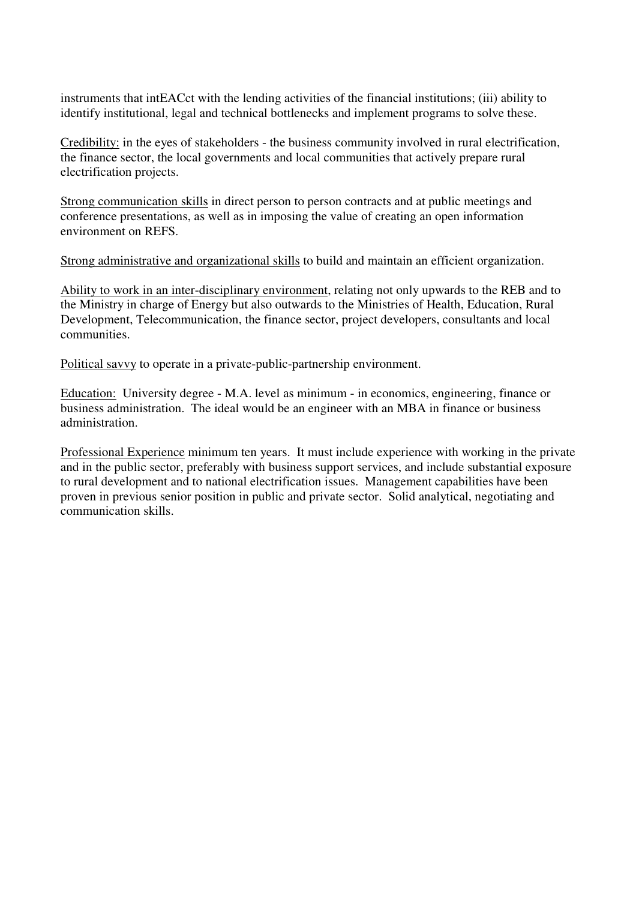instruments that intEACct with the lending activities of the financial institutions; (iii) ability to identify institutional, legal and technical bottlenecks and implement programs to solve these.

Credibility: in the eyes of stakeholders - the business community involved in rural electrification, the finance sector, the local governments and local communities that actively prepare rural electrification projects.

Strong communication skills in direct person to person contracts and at public meetings and conference presentations, as well as in imposing the value of creating an open information environment on REFS.

Strong administrative and organizational skills to build and maintain an efficient organization.

Ability to work in an inter-disciplinary environment, relating not only upwards to the REB and to the Ministry in charge of Energy but also outwards to the Ministries of Health, Education, Rural Development, Telecommunication, the finance sector, project developers, consultants and local communities.

Political savvy to operate in a private-public-partnership environment.

Education: University degree - M.A. level as minimum - in economics, engineering, finance or business administration. The ideal would be an engineer with an MBA in finance or business administration.

Professional Experience minimum ten years. It must include experience with working in the private and in the public sector, preferably with business support services, and include substantial exposure to rural development and to national electrification issues. Management capabilities have been proven in previous senior position in public and private sector. Solid analytical, negotiating and communication skills.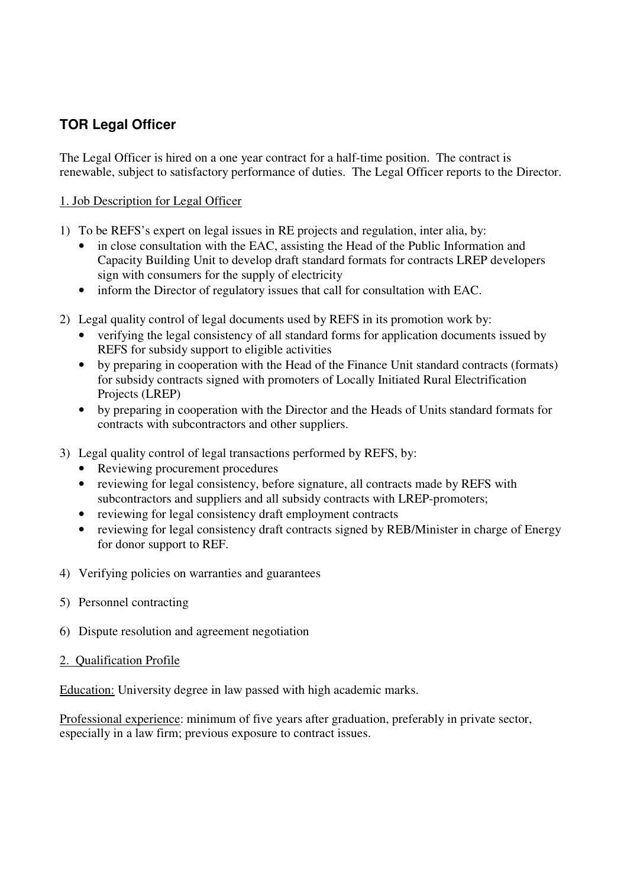## TOR Legal Officer

The Legal Officer is hired on a one year contract for a half-time position. The contract is renewable, subject to satisfactory performance of duties. The Legal Officer reports to the Director.

### 1. Job Description for Legal Officer

1) To be REFS's expert on legal issues in RE projects and regulation, inter alia, by:
   - in close consultation with the EAC, assisting the Head of the Public Information and Capacity Building Unit to develop draft standard formats for contracts LREP developers sign with consumers for the supply of electricity
   - inform the Director of regulatory issues that call for consultation with EAC.

2) Legal quality control of legal documents used by REFS in its promotion work by:
   - verifying the legal consistency of all standard forms for application documents issued by REFS for subsidy support to eligible activities
   - by preparing in cooperation with the Head of the Finance Unit standard contracts (formats) for subsidy contracts signed with promoters of Locally Initiated Rural Electrification Projects (LREP)
   - by preparing in cooperation with the Director and the Heads of Units standard formats for contracts with subcontractors and other suppliers.

3) Legal quality control of legal transactions performed by REFS, by:
   - Reviewing procurement procedures
   - reviewing for legal consistency, before signature, all contracts made by REFS with subcontractors and suppliers and all subsidy contracts with LREP-promoters;
   - reviewing for legal consistency draft employment contracts
   - reviewing for legal consistency draft contracts signed by REB/Minister in charge of Energy for donor support to REF.

4) Verifying policies on warranties and guarantees

5) Personnel contracting

6) Dispute resolution and agreement negotiation

### 2. Qualification Profile

Education: University degree in law passed with high academic marks.

Professional experience: minimum of five years after graduation, preferably in private sector, especially in a law firm; previous exposure to contract issues.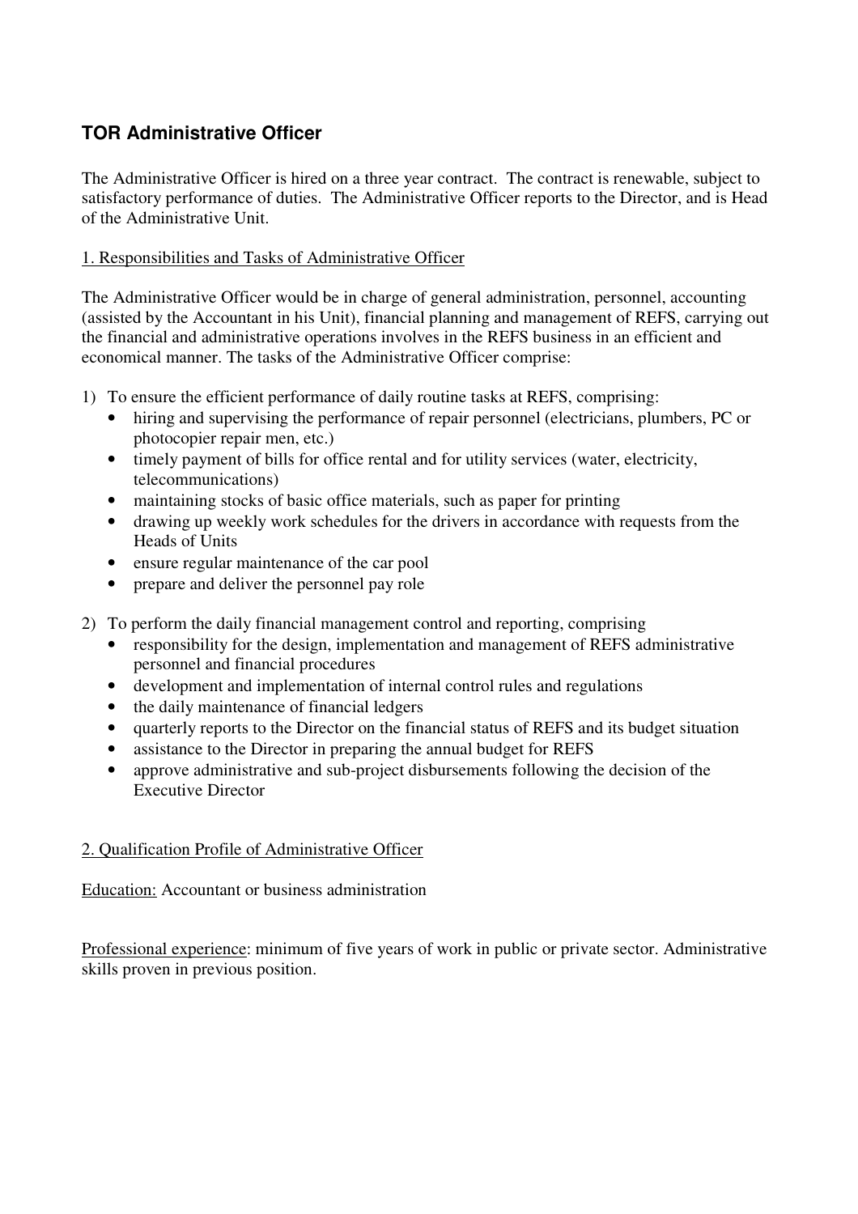## TOR Administrative Officer

The Administrative Officer is hired on a three year contract. The contract is renewable, subject to satisfactory performance of duties. The Administrative Officer reports to the Director, and is Head of the Administrative Unit.

1. Responsibilities and Tasks of Administrative Officer

The Administrative Officer would be in charge of general administration, personnel, accounting (assisted by the Accountant in his Unit), financial planning and management of REFS, carrying out the financial and administrative operations involves in the REFS business in an efficient and economical manner. The tasks of the Administrative Officer comprise:

1) To ensure the efficient performance of daily routine tasks at REFS, comprising:
   - hiring and supervising the performance of repair personnel (electricians, plumbers, PC or photocopier repair men, etc.)
   - timely payment of bills for office rental and for utility services (water, electricity, telecommunications)
   - maintaining stocks of basic office materials, such as paper for printing
   - drawing up weekly work schedules for the drivers in accordance with requests from the Heads of Units
   - ensure regular maintenance of the car pool
   - prepare and deliver the personnel pay role

2) To perform the daily financial management control and reporting, comprising
   - responsibility for the design, implementation and management of REFS administrative personnel and financial procedures
   - development and implementation of internal control rules and regulations
   - the daily maintenance of financial ledgers
   - quarterly reports to the Director on the financial status of REFS and its budget situation
   - assistance to the Director in preparing the annual budget for REFS
   - approve administrative and sub-project disbursements following the decision of the Executive Director

2. Qualification Profile of Administrative Officer

Education: Accountant or business administration

Professional experience: minimum of five years of work in public or private sector. Administrative skills proven in previous position.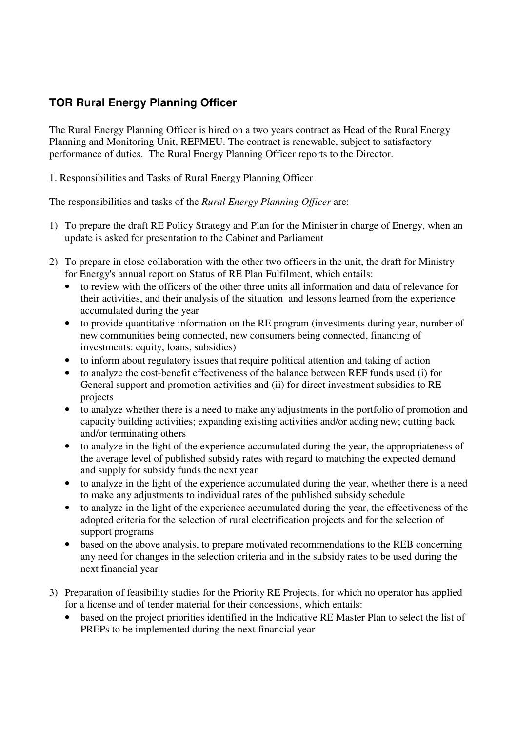## TOR Rural Energy Planning Officer

The Rural Energy Planning Officer is hired on a two years contract as Head of the Rural Energy Planning and Monitoring Unit, REPMEU. The contract is renewable, subject to satisfactory performance of duties. The Rural Energy Planning Officer reports to the Director.

<u>1. Responsibilities and Tasks of Rural Energy Planning Officer</u>

The responsibilities and tasks of the *Rural Energy Planning Officer* are:

1) To prepare the draft RE Policy Strategy and Plan for the Minister in charge of Energy, when an update is asked for presentation to the Cabinet and Parliament

2) To prepare in close collaboration with the other two officers in the unit, the draft for Ministry for Energy's annual report on Status of RE Plan Fulfilment, which entails:
   - to review with the officers of the other three units all information and data of relevance for their activities, and their analysis of the situation and lessons learned from the experience accumulated during the year
   - to provide quantitative information on the RE program (investments during year, number of new communities being connected, new consumers being connected, financing of investments: equity, loans, subsidies)
   - to inform about regulatory issues that require political attention and taking of action
   - to analyze the cost-benefit effectiveness of the balance between REF funds used (i) for General support and promotion activities and (ii) for direct investment subsidies to RE projects
   - to analyze whether there is a need to make any adjustments in the portfolio of promotion and capacity building activities; expanding existing activities and/or adding new; cutting back and/or terminating others
   - to analyze in the light of the experience accumulated during the year, the appropriateness of the average level of published subsidy rates with regard to matching the expected demand and supply for subsidy funds the next year
   - to analyze in the light of the experience accumulated during the year, whether there is a need to make any adjustments to individual rates of the published subsidy schedule
   - to analyze in the light of the experience accumulated during the year, the effectiveness of the adopted criteria for the selection of rural electrification projects and for the selection of support programs
   - based on the above analysis, to prepare motivated recommendations to the REB concerning any need for changes in the selection criteria and in the subsidy rates to be used during the next financial year

3) Preparation of feasibility studies for the Priority RE Projects, for which no operator has applied for a license and of tender material for their concessions, which entails:
   - based on the project priorities identified in the Indicative RE Master Plan to select the list of PREPs to be implemented during the next financial year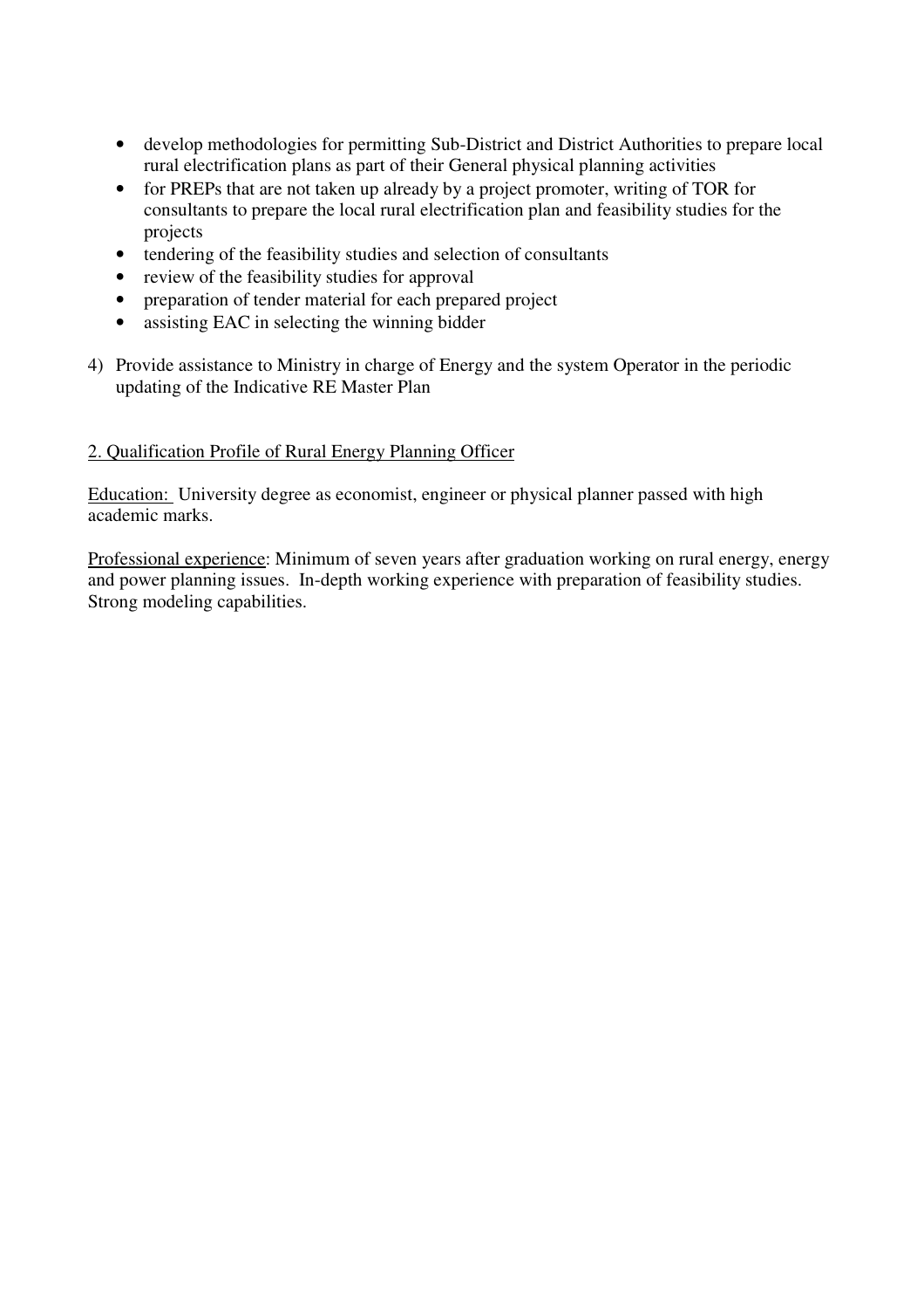- develop methodologies for permitting Sub-District and District Authorities to prepare local rural electrification plans as part of their General physical planning activities
- for PREPs that are not taken up already by a project promoter, writing of TOR for consultants to prepare the local rural electrification plan and feasibility studies for the projects
- tendering of the feasibility studies and selection of consultants
- review of the feasibility studies for approval
- preparation of tender material for each prepared project
- assisting EAC in selecting the winning bidder

4) Provide assistance to Ministry in charge of Energy and the system Operator in the periodic updating of the Indicative RE Master Plan

2. Qualification Profile of Rural Energy Planning Officer

Education: University degree as economist, engineer or physical planner passed with high academic marks.

Professional experience: Minimum of seven years after graduation working on rural energy, energy and power planning issues. In-depth working experience with preparation of feasibility studies. Strong modeling capabilities.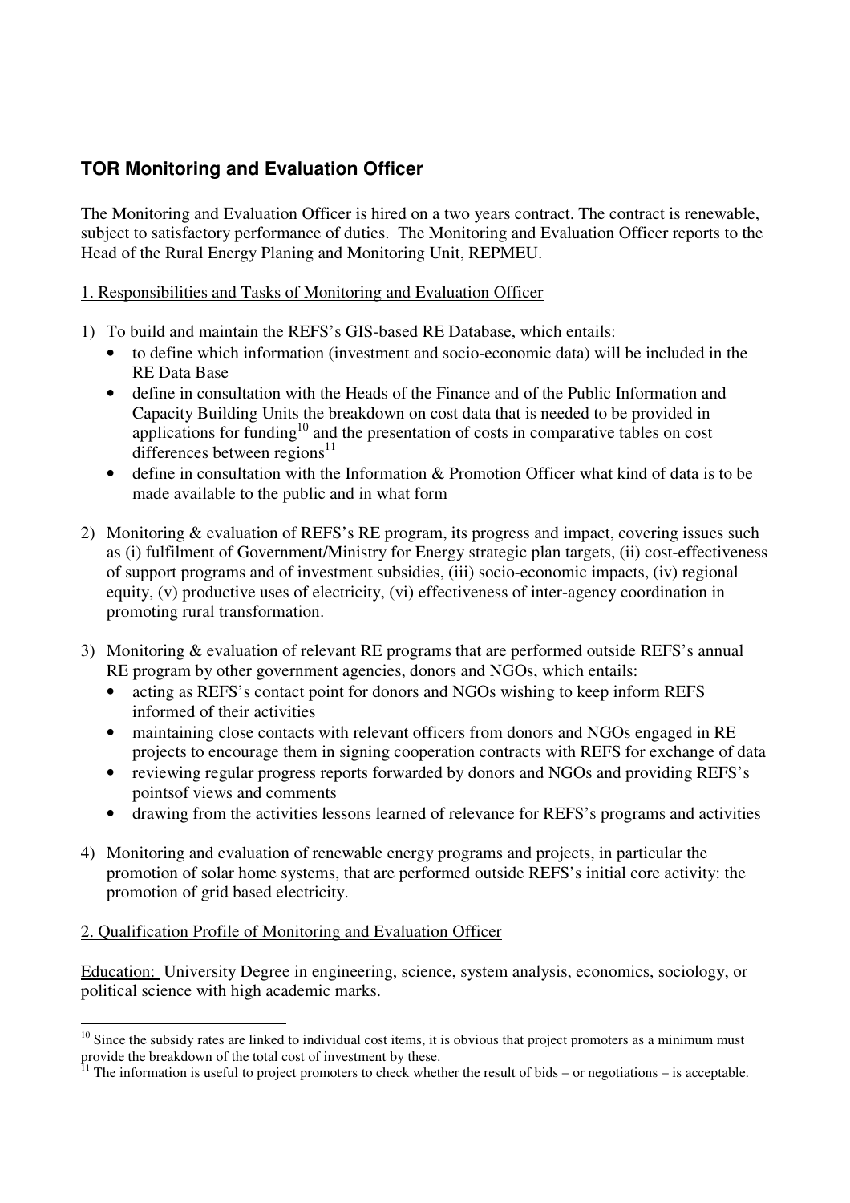## TOR Monitoring and Evaluation Officer

The Monitoring and Evaluation Officer is hired on a two years contract. The contract is renewable, subject to satisfactory performance of duties. The Monitoring and Evaluation Officer reports to the Head of the Rural Energy Planing and Monitoring Unit, REPMEU.

1. Responsibilities and Tasks of Monitoring and Evaluation Officer

1) To build and maintain the REFS's GIS-based RE Database, which entails:
   - to define which information (investment and socio-economic data) will be included in the RE Data Base
   - define in consultation with the Heads of the Finance and of the Public Information and Capacity Building Units the breakdown on cost data that is needed to be provided in applications for funding[10] and the presentation of costs in comparative tables on cost differences between regions[11]
   - define in consultation with the Information & Promotion Officer what kind of data is to be made available to the public and in what form

2) Monitoring & evaluation of REFS's RE program, its progress and impact, covering issues such as (i) fulfilment of Government/Ministry for Energy strategic plan targets, (ii) cost-effectiveness of support programs and of investment subsidies, (iii) socio-economic impacts, (iv) regional equity, (v) productive uses of electricity, (vi) effectiveness of inter-agency coordination in promoting rural transformation.

3) Monitoring & evaluation of relevant RE programs that are performed outside REFS's annual RE program by other government agencies, donors and NGOs, which entails:
   - acting as REFS's contact point for donors and NGOs wishing to keep inform REFS informed of their activities
   - maintaining close contacts with relevant officers from donors and NGOs engaged in RE projects to encourage them in signing cooperation contracts with REFS for exchange of data
   - reviewing regular progress reports forwarded by donors and NGOs and providing REFS's pointsof views and comments
   - drawing from the activities lessons learned of relevance for REFS's programs and activities

4) Monitoring and evaluation of renewable energy programs and projects, in particular the promotion of solar home systems, that are performed outside REFS's initial core activity: the promotion of grid based electricity.

2. Qualification Profile of Monitoring and Evaluation Officer

Education: University Degree in engineering, science, system analysis, economics, sociology, or political science with high academic marks.

---

[10] Since the subsidy rates are linked to individual cost items, it is obvious that project promoters as a minimum must provide the breakdown of the total cost of investment by these.

[11] The information is useful to project promoters to check whether the result of bids – or negotiations – is acceptable.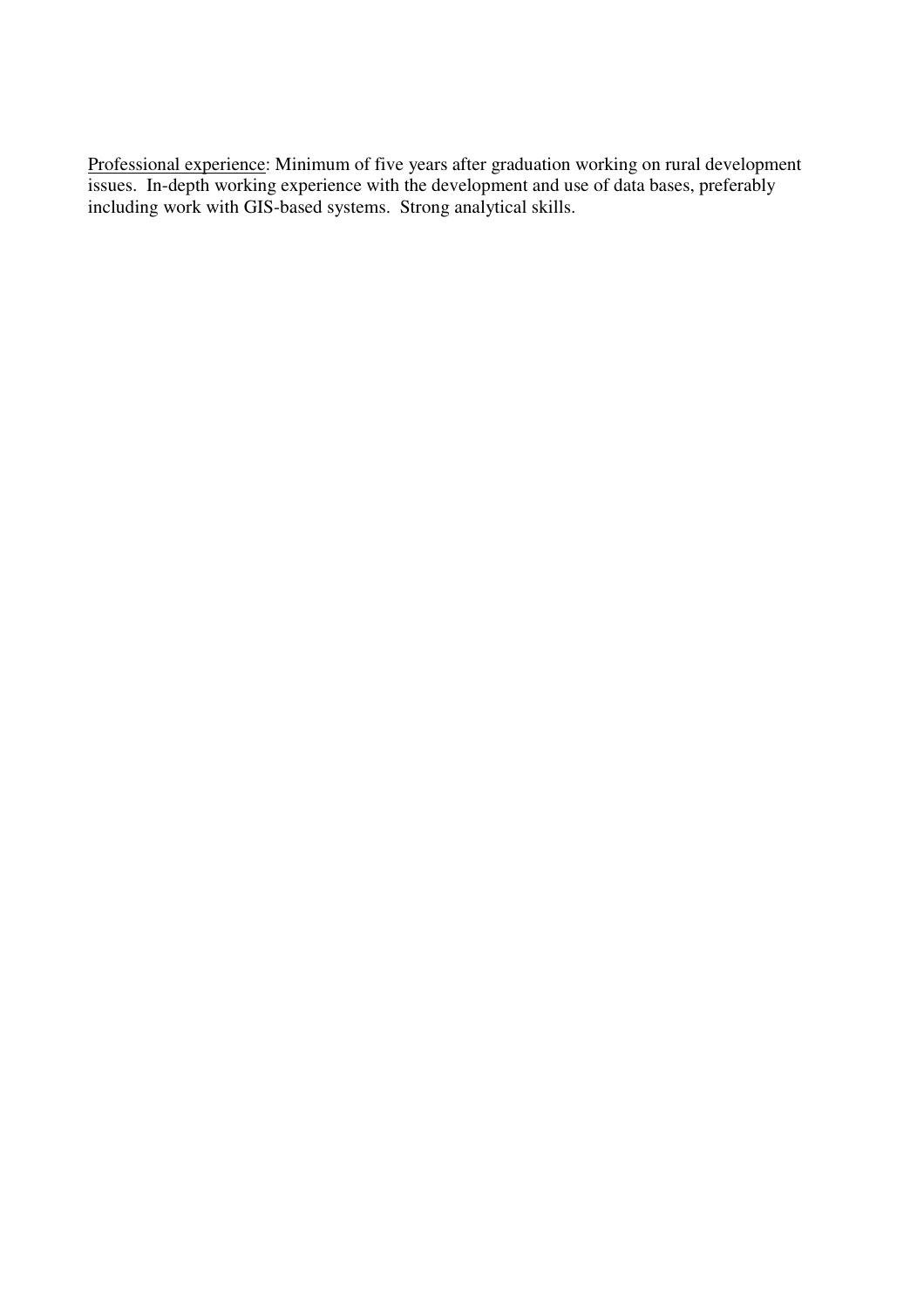<u>Professional experience</u>: Minimum of five years after graduation working on rural development issues. In-depth working experience with the development and use of data bases, preferably including work with GIS-based systems. Strong analytical skills.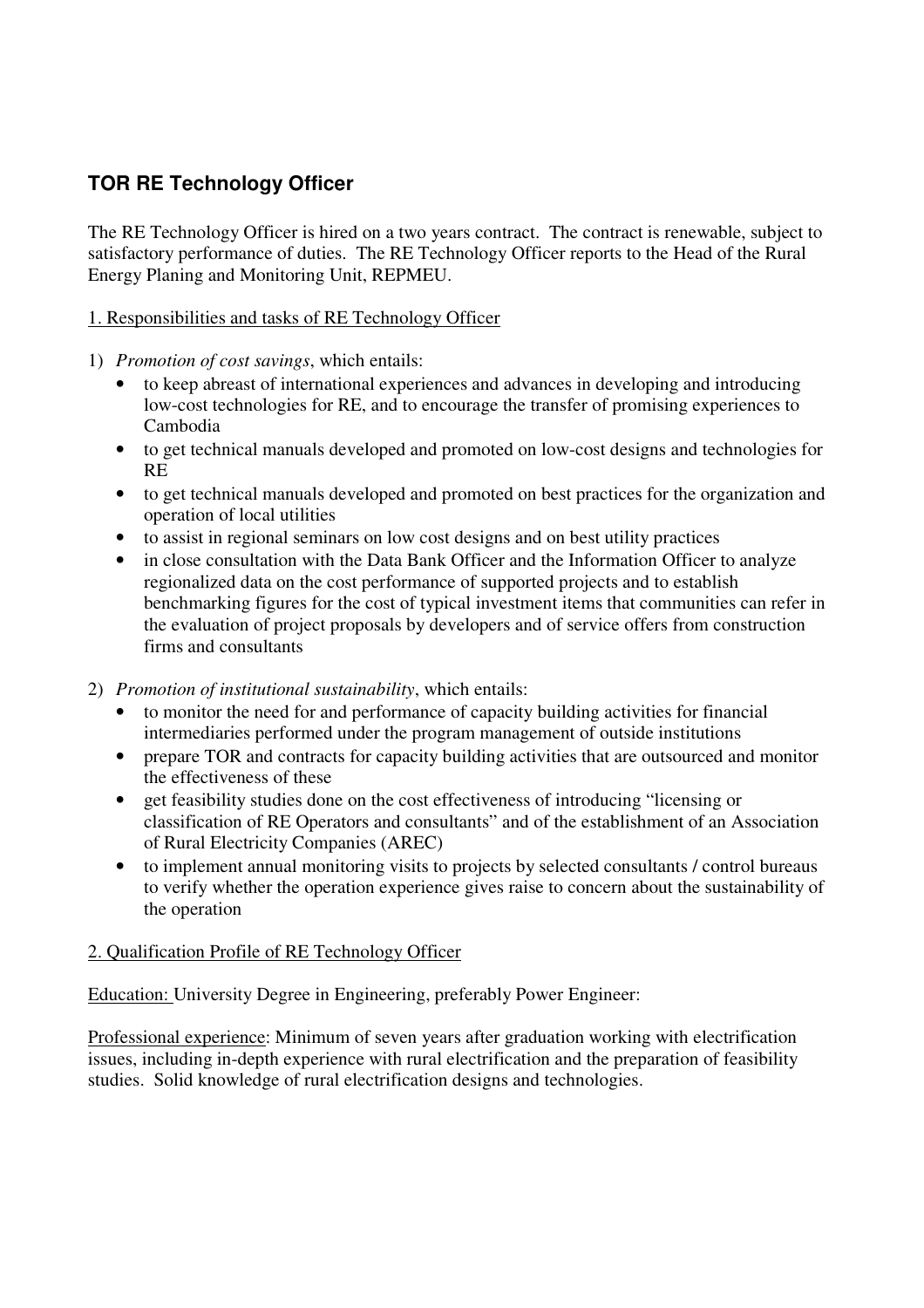## TOR RE Technology Officer

The RE Technology Officer is hired on a two years contract. The contract is renewable, subject to satisfactory performance of duties. The RE Technology Officer reports to the Head of the Rural Energy Planing and Monitoring Unit, REPMEU.

<u>1. Responsibilities and tasks of RE Technology Officer</u>

1) *Promotion of cost savings*, which entails:
   - to keep abreast of international experiences and advances in developing and introducing low-cost technologies for RE, and to encourage the transfer of promising experiences to Cambodia
   - to get technical manuals developed and promoted on low-cost designs and technologies for RE
   - to get technical manuals developed and promoted on best practices for the organization and operation of local utilities
   - to assist in regional seminars on low cost designs and on best utility practices
   - in close consultation with the Data Bank Officer and the Information Officer to analyze regionalized data on the cost performance of supported projects and to establish benchmarking figures for the cost of typical investment items that communities can refer in the evaluation of project proposals by developers and of service offers from construction firms and consultants

2) *Promotion of institutional sustainability*, which entails:
   - to monitor the need for and performance of capacity building activities for financial intermediaries performed under the program management of outside institutions
   - prepare TOR and contracts for capacity building activities that are outsourced and monitor the effectiveness of these
   - get feasibility studies done on the cost effectiveness of introducing "licensing or classification of RE Operators and consultants" and of the establishment of an Association of Rural Electricity Companies (AREC)
   - to implement annual monitoring visits to projects by selected consultants / control bureaus to verify whether the operation experience gives raise to concern about the sustainability of the operation

<u>2. Qualification Profile of RE Technology Officer</u>

<u>Education:</u> University Degree in Engineering, preferably Power Engineer:

<u>Professional experience</u>: Minimum of seven years after graduation working with electrification issues, including in-depth experience with rural electrification and the preparation of feasibility studies. Solid knowledge of rural electrification designs and technologies.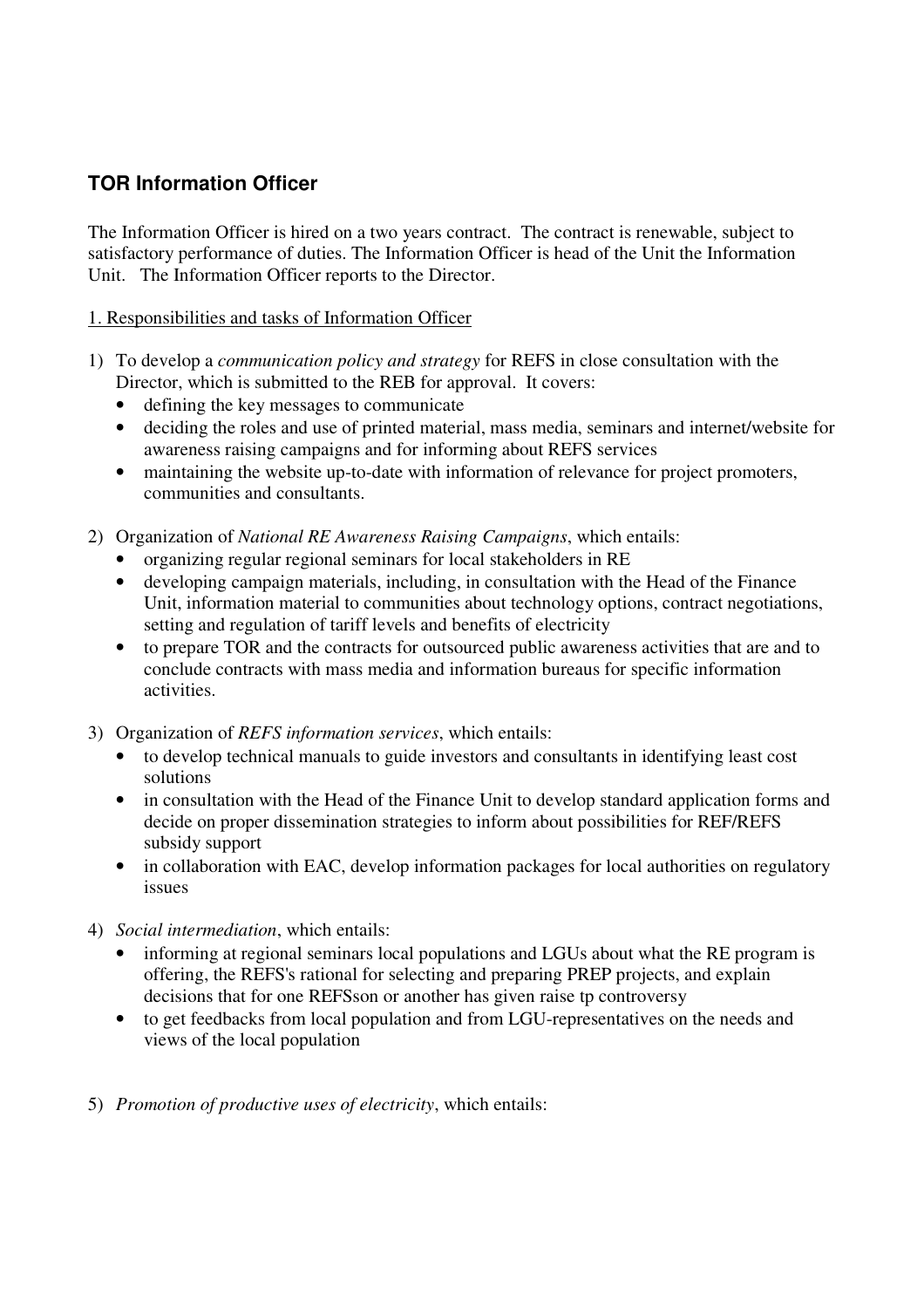## TOR Information Officer

The Information Officer is hired on a two years contract. The contract is renewable, subject to satisfactory performance of duties. The Information Officer is head of the Unit the Information Unit. The Information Officer reports to the Director.

1. Responsibilities and tasks of Information Officer

1) To develop a *communication policy and strategy* for REFS in close consultation with the Director, which is submitted to the REB for approval. It covers:
   - defining the key messages to communicate
   - deciding the roles and use of printed material, mass media, seminars and internet/website for awareness raising campaigns and for informing about REFS services
   - maintaining the website up-to-date with information of relevance for project promoters, communities and consultants.

2) Organization of *National RE Awareness Raising Campaigns*, which entails:
   - organizing regular regional seminars for local stakeholders in RE
   - developing campaign materials, including, in consultation with the Head of the Finance Unit, information material to communities about technology options, contract negotiations, setting and regulation of tariff levels and benefits of electricity
   - to prepare TOR and the contracts for outsourced public awareness activities that are and to conclude contracts with mass media and information bureaus for specific information activities.

3) Organization of *REFS information services*, which entails:
   - to develop technical manuals to guide investors and consultants in identifying least cost solutions
   - in consultation with the Head of the Finance Unit to develop standard application forms and decide on proper dissemination strategies to inform about possibilities for REF/REFS subsidy support
   - in collaboration with EAC, develop information packages for local authorities on regulatory issues

4) *Social intermediation*, which entails:
   - informing at regional seminars local populations and LGUs about what the RE program is offering, the REFS's rational for selecting and preparing PREP projects, and explain decisions that for one REFSson or another has given raise tp controversy
   - to get feedbacks from local population and from LGU-representatives on the needs and views of the local population

5) *Promotion of productive uses of electricity*, which entails: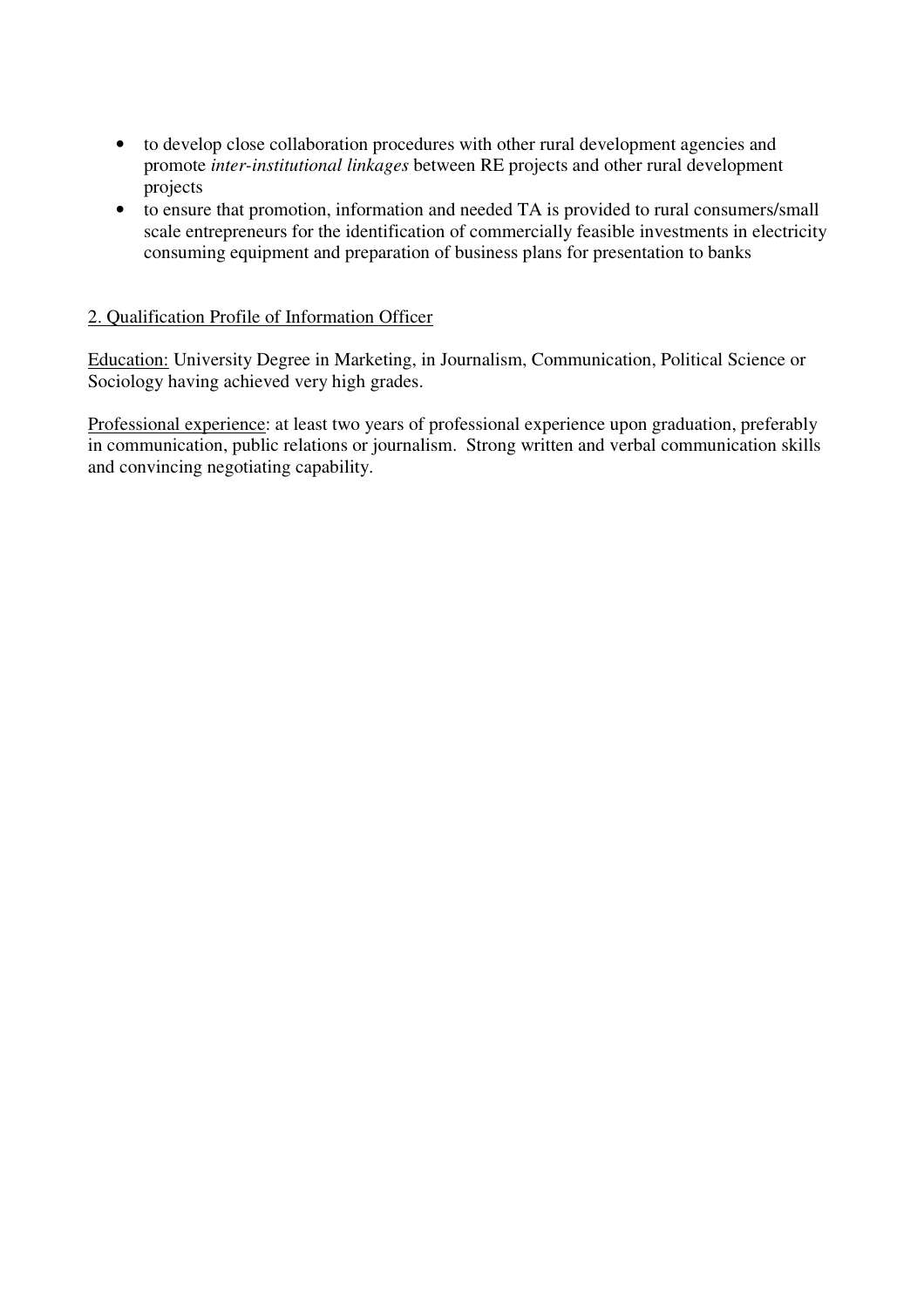- to develop close collaboration procedures with other rural development agencies and promote *inter-institutional linkages* between RE projects and other rural development projects
- to ensure that promotion, information and needed TA is provided to rural consumers/small scale entrepreneurs for the identification of commercially feasible investments in electricity consuming equipment and preparation of business plans for presentation to banks

<u>2. Qualification Profile of Information Officer</u>

<u>Education:</u> University Degree in Marketing, in Journalism, Communication, Political Science or Sociology having achieved very high grades.

<u>Professional experience</u>: at least two years of professional experience upon graduation, preferably in communication, public relations or journalism. Strong written and verbal communication skills and convincing negotiating capability.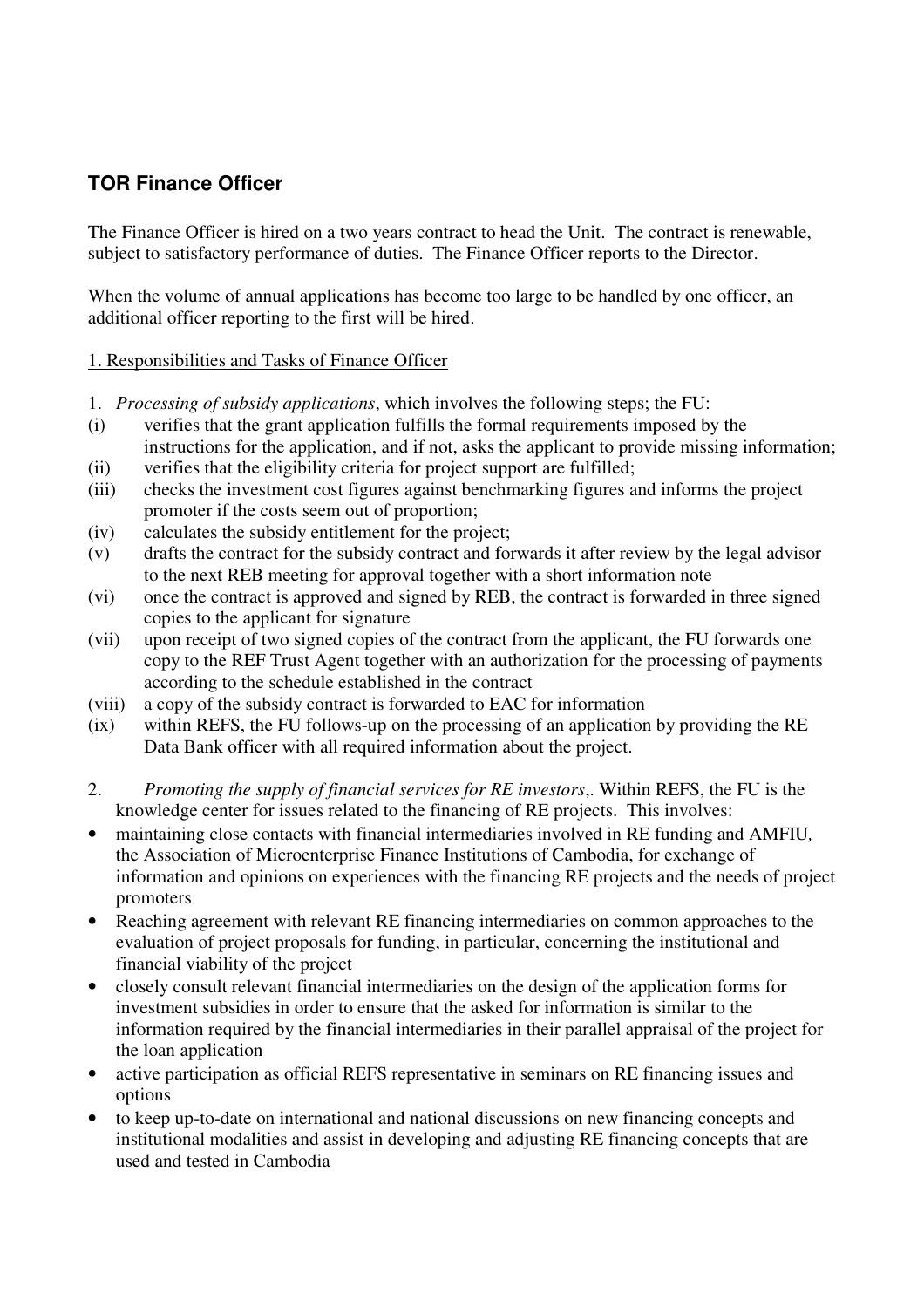## TOR Finance Officer

The Finance Officer is hired on a two years contract to head the Unit. The contract is renewable, subject to satisfactory performance of duties. The Finance Officer reports to the Director.

When the volume of annual applications has become too large to be handled by one officer, an additional officer reporting to the first will be hired.

1. Responsibilities and Tasks of Finance Officer

1. *Processing of subsidy applications*, which involves the following steps; the FU:
   - (i) verifies that the grant application fulfills the formal requirements imposed by the instructions for the application, and if not, asks the applicant to provide missing information;
   - (ii) verifies that the eligibility criteria for project support are fulfilled;
   - (iii) checks the investment cost figures against benchmarking figures and informs the project promoter if the costs seem out of proportion;
   - (iv) calculates the subsidy entitlement for the project;
   - (v) drafts the contract for the subsidy contract and forwards it after review by the legal advisor to the next REB meeting for approval together with a short information note
   - (vi) once the contract is approved and signed by REB, the contract is forwarded in three signed copies to the applicant for signature
   - (vii) upon receipt of two signed copies of the contract from the applicant, the FU forwards one copy to the REF Trust Agent together with an authorization for the processing of payments according to the schedule established in the contract
   - (viii) a copy of the subsidy contract is forwarded to EAC for information
   - (ix) within REFS, the FU follows-up on the processing of an application by providing the RE Data Bank officer with all required information about the project.

2. *Promoting the supply of financial services for RE investors*,. Within REFS, the FU is the knowledge center for issues related to the financing of RE projects. This involves:
   - maintaining close contacts with financial intermediaries involved in RE funding and AMFIU, the Association of Microenterprise Finance Institutions of Cambodia, for exchange of information and opinions on experiences with the financing RE projects and the needs of project promoters
   - Reaching agreement with relevant RE financing intermediaries on common approaches to the evaluation of project proposals for funding, in particular, concerning the institutional and financial viability of the project
   - closely consult relevant financial intermediaries on the design of the application forms for investment subsidies in order to ensure that the asked for information is similar to the information required by the financial intermediaries in their parallel appraisal of the project for the loan application
   - active participation as official REFS representative in seminars on RE financing issues and options
   - to keep up-to-date on international and national discussions on new financing concepts and institutional modalities and assist in developing and adjusting RE financing concepts that are used and tested in Cambodia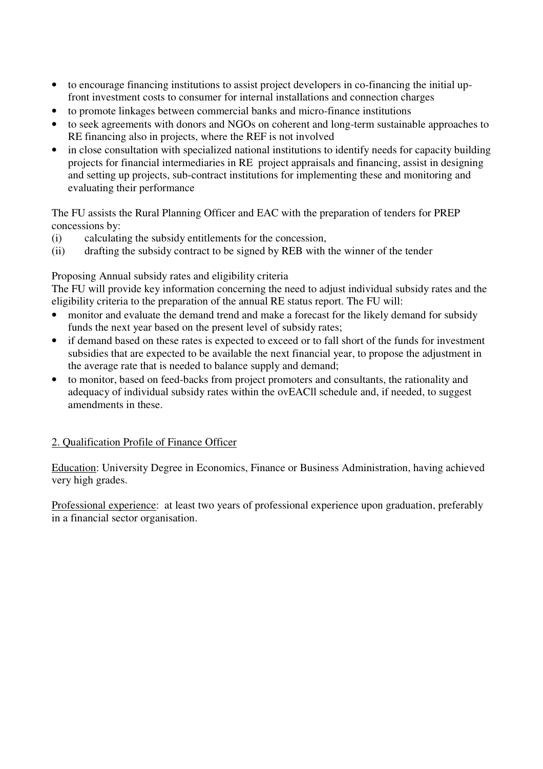- to encourage financing institutions to assist project developers in co-financing the initial up-front investment costs to consumer for internal installations and connection charges
- to promote linkages between commercial banks and micro-finance institutions
- to seek agreements with donors and NGOs on coherent and long-term sustainable approaches to RE financing also in projects, where the REF is not involved
- in close consultation with specialized national institutions to identify needs for capacity building projects for financial intermediaries in RE project appraisals and financing, assist in designing and setting up projects, sub-contract institutions for implementing these and monitoring and evaluating their performance

The FU assists the Rural Planning Officer and EAC with the preparation of tenders for PREP concessions by:

(i) calculating the subsidy entitlements for the concession,

(ii) drafting the subsidy contract to be signed by REB with the winner of the tender

Proposing Annual subsidy rates and eligibility criteria

The FU will provide key information concerning the need to adjust individual subsidy rates and the eligibility criteria to the preparation of the annual RE status report. The FU will:

- monitor and evaluate the demand trend and make a forecast for the likely demand for subsidy funds the next year based on the present level of subsidy rates;
- if demand based on these rates is expected to exceed or to fall short of the funds for investment subsidies that are expected to be available the next financial year, to propose the adjustment in the average rate that is needed to balance supply and demand;
- to monitor, based on feed-backs from project promoters and consultants, the rationality and adequacy of individual subsidy rates within the ovEACll schedule and, if needed, to suggest amendments in these.

<u>2. Qualification Profile of Finance Officer</u>

<u>Education</u>: University Degree in Economics, Finance or Business Administration, having achieved very high grades.

<u>Professional experience</u>: at least two years of professional experience upon graduation, preferably in a financial sector organisation.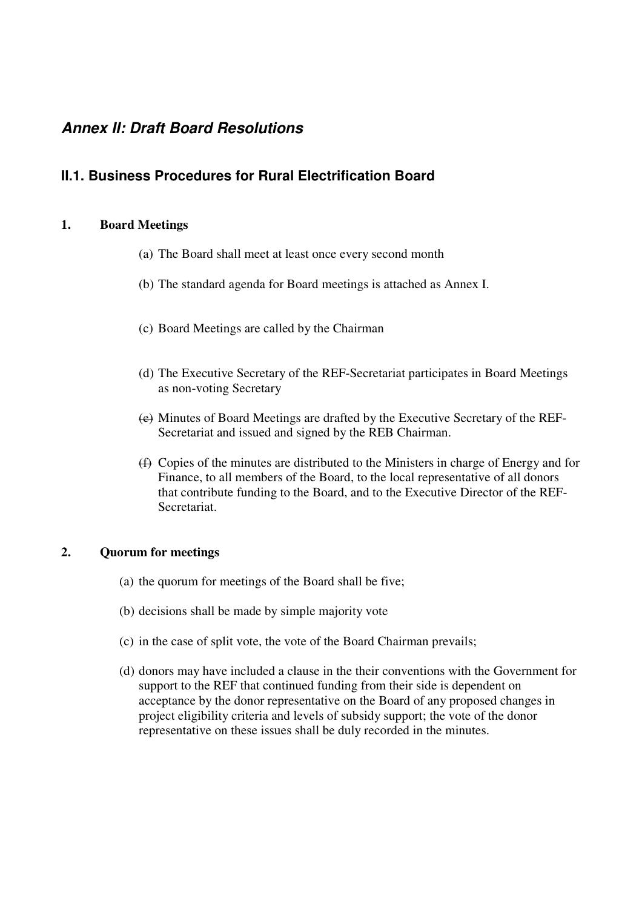## *Annex II: Draft Board Resolutions*

### II.1. Business Procedures for Rural Electrification Board

**1. Board Meetings**

(a) The Board shall meet at least once every second month

(b) The standard agenda for Board meetings is attached as Annex I.

(c) Board Meetings are called by the Chairman

(d) The Executive Secretary of the REF-Secretariat participates in Board Meetings as non-voting Secretary

(e) Minutes of Board Meetings are drafted by the Executive Secretary of the REF-Secretariat and issued and signed by the REB Chairman.

(f) Copies of the minutes are distributed to the Ministers in charge of Energy and for Finance, to all members of the Board, to the local representative of all donors that contribute funding to the Board, and to the Executive Director of the REF-Secretariat.

**2. Quorum for meetings**

(a) the quorum for meetings of the Board shall be five;

(b) decisions shall be made by simple majority vote

(c) in the case of split vote, the vote of the Board Chairman prevails;

(d) donors may have included a clause in the their conventions with the Government for support to the REF that continued funding from their side is dependent on acceptance by the donor representative on the Board of any proposed changes in project eligibility criteria and levels of subsidy support; the vote of the donor representative on these issues shall be duly recorded in the minutes.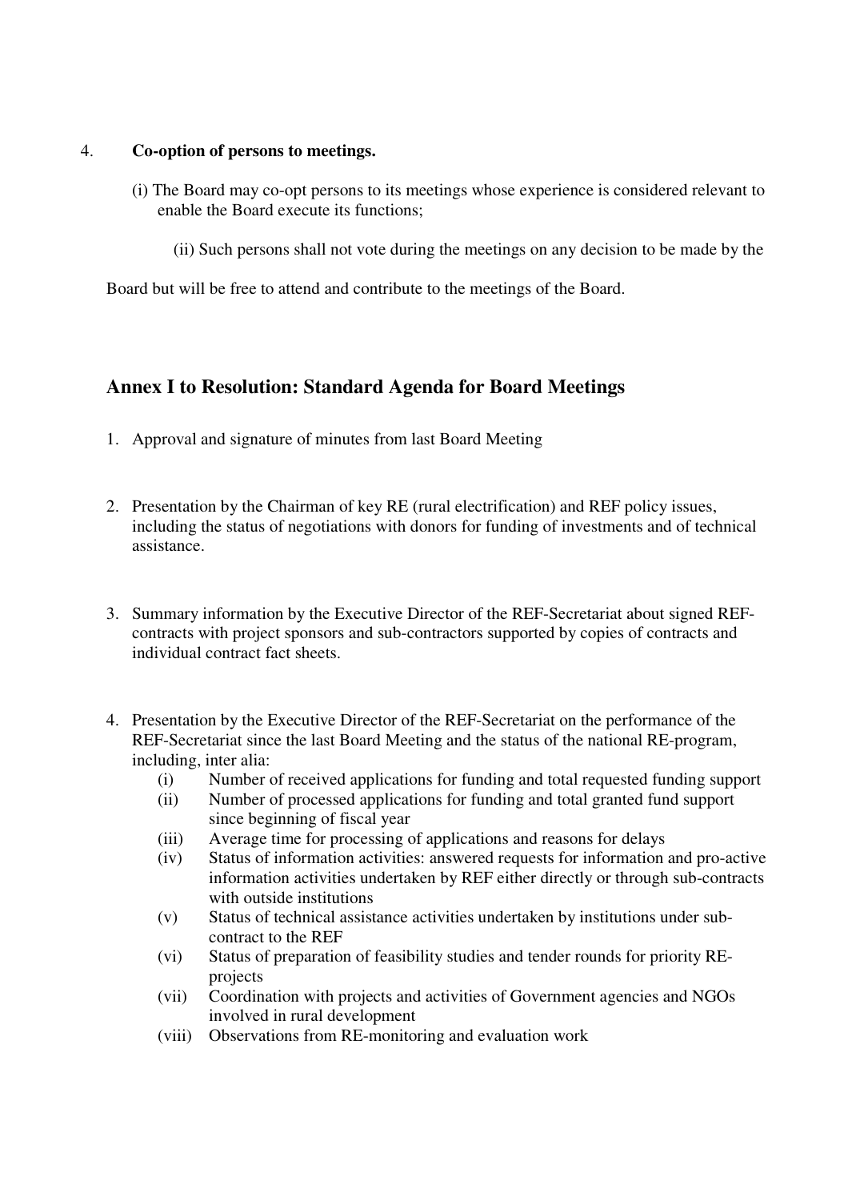4. **Co-option of persons to meetings.**

   (i) The Board may co-opt persons to its meetings whose experience is considered relevant to enable the Board execute its functions;

   (ii) Such persons shall not vote during the meetings on any decision to be made by the Board but will be free to attend and contribute to the meetings of the Board.

## Annex I to Resolution: Standard Agenda for Board Meetings

1. Approval and signature of minutes from last Board Meeting

2. Presentation by the Chairman of key RE (rural electrification) and REF policy issues, including the status of negotiations with donors for funding of investments and of technical assistance.

3. Summary information by the Executive Director of the REF-Secretariat about signed REF-contracts with project sponsors and sub-contractors supported by copies of contracts and individual contract fact sheets.

4. Presentation by the Executive Director of the REF-Secretariat on the performance of the REF-Secretariat since the last Board Meeting and the status of the national RE-program, including, inter alia:
   - (i) Number of received applications for funding and total requested funding support
   - (ii) Number of processed applications for funding and total granted fund support since beginning of fiscal year
   - (iii) Average time for processing of applications and reasons for delays
   - (iv) Status of information activities: answered requests for information and pro-active information activities undertaken by REF either directly or through sub-contracts with outside institutions
   - (v) Status of technical assistance activities undertaken by institutions under sub-contract to the REF
   - (vi) Status of preparation of feasibility studies and tender rounds for priority RE-projects
   - (vii) Coordination with projects and activities of Government agencies and NGOs involved in rural development
   - (viii) Observations from RE-monitoring and evaluation work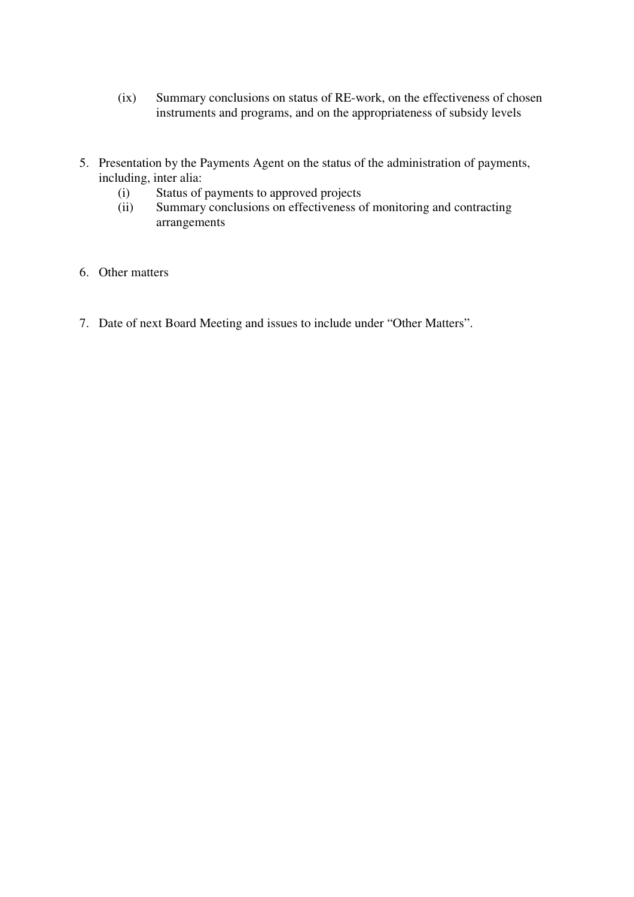(ix) Summary conclusions on status of RE-work, on the effectiveness of chosen instruments and programs, and on the appropriateness of subsidy levels

5. Presentation by the Payments Agent on the status of the administration of payments, including, inter alia:
   (i) Status of payments to approved projects
   (ii) Summary conclusions on effectiveness of monitoring and contracting arrangements

6. Other matters

7. Date of next Board Meeting and issues to include under "Other Matters".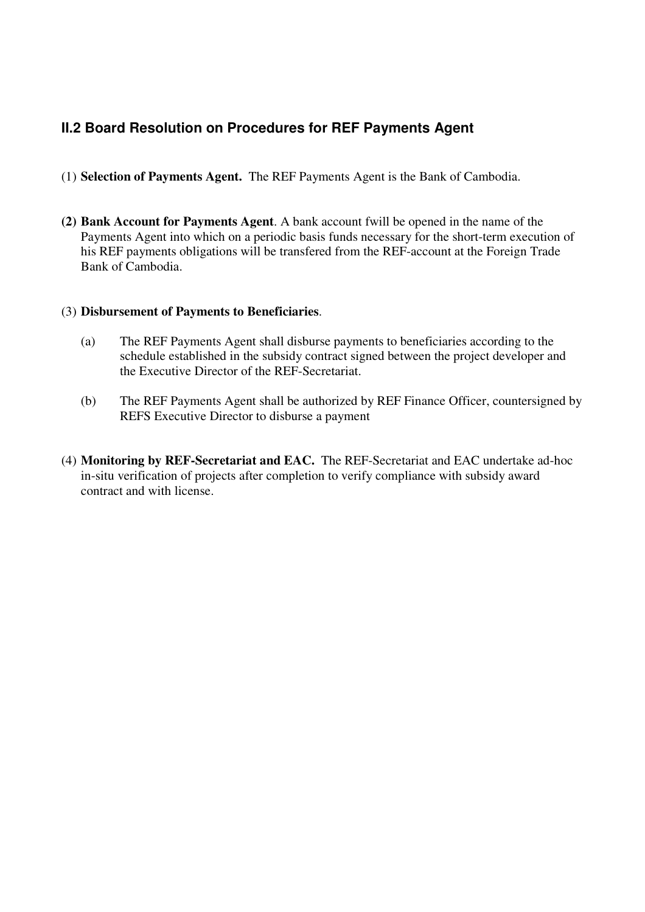## II.2 Board Resolution on Procedures for REF Payments Agent

(1) **Selection of Payments Agent.** The REF Payments Agent is the Bank of Cambodia.

**(2) Bank Account for Payments Agent**. A bank account fwill be opened in the name of the Payments Agent into which on a periodic basis funds necessary for the short-term execution of his REF payments obligations will be transfered from the REF-account at the Foreign Trade Bank of Cambodia.

(3) **Disbursement of Payments to Beneficiaries**.

(a) The REF Payments Agent shall disburse payments to beneficiaries according to the schedule established in the subsidy contract signed between the project developer and the Executive Director of the REF-Secretariat.

(b) The REF Payments Agent shall be authorized by REF Finance Officer, countersigned by REFS Executive Director to disburse a payment

(4) **Monitoring by REF-Secretariat and EAC.** The REF-Secretariat and EAC undertake ad-hoc in-situ verification of projects after completion to verify compliance with subsidy award contract and with license.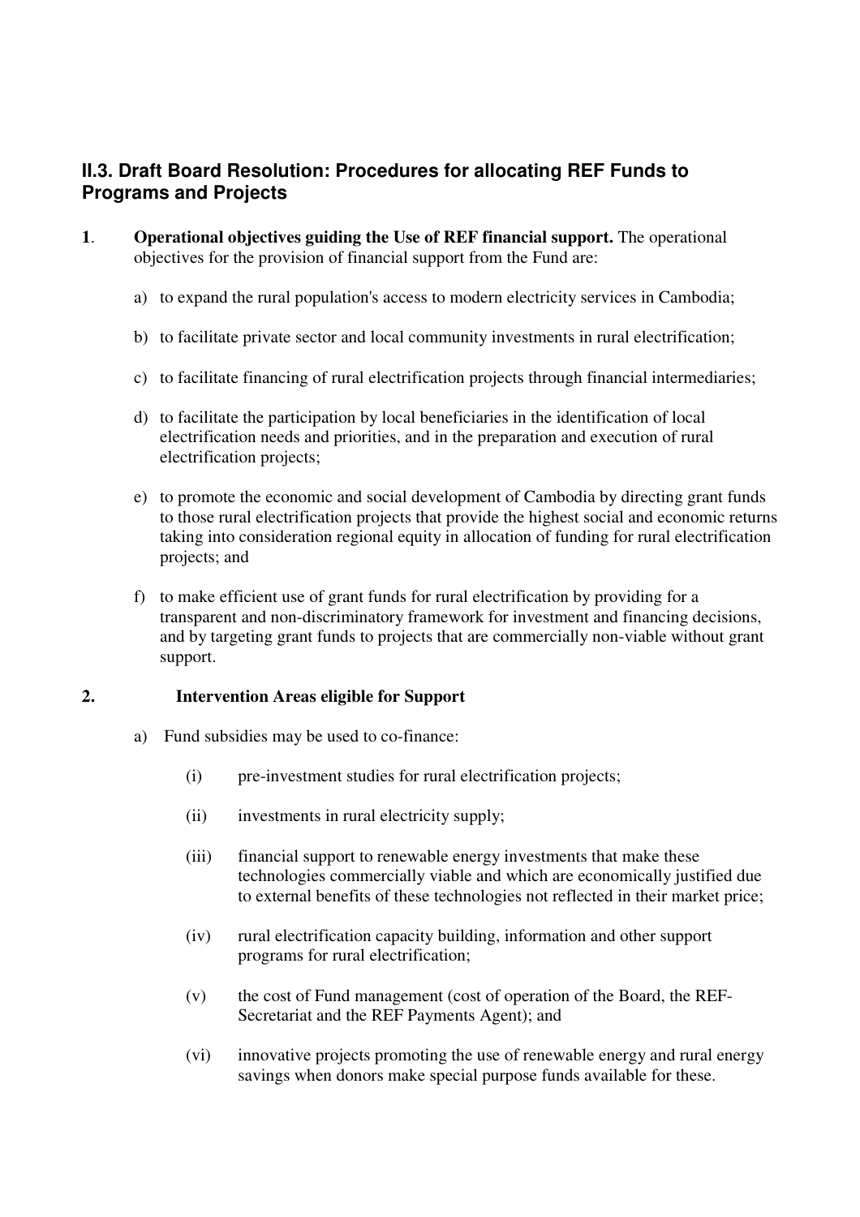## II.3. Draft Board Resolution: Procedures for allocating REF Funds to Programs and Projects

**1**. **Operational objectives guiding the Use of REF financial support.** The operational objectives for the provision of financial support from the Fund are:

a) to expand the rural population's access to modern electricity services in Cambodia;

b) to facilitate private sector and local community investments in rural electrification;

c) to facilitate financing of rural electrification projects through financial intermediaries;

d) to facilitate the participation by local beneficiaries in the identification of local electrification needs and priorities, and in the preparation and execution of rural electrification projects;

e) to promote the economic and social development of Cambodia by directing grant funds to those rural electrification projects that provide the highest social and economic returns taking into consideration regional equity in allocation of funding for rural electrification projects; and

f) to make efficient use of grant funds for rural electrification by providing for a transparent and non-discriminatory framework for investment and financing decisions, and by targeting grant funds to projects that are commercially non-viable without grant support.

**2.** **Intervention Areas eligible for Support**

a) Fund subsidies may be used to co-finance:

(i) pre-investment studies for rural electrification projects;

(ii) investments in rural electricity supply;

(iii) financial support to renewable energy investments that make these technologies commercially viable and which are economically justified due to external benefits of these technologies not reflected in their market price;

(iv) rural electrification capacity building, information and other support programs for rural electrification;

(v) the cost of Fund management (cost of operation of the Board, the REF-Secretariat and the REF Payments Agent); and

(vi) innovative projects promoting the use of renewable energy and rural energy savings when donors make special purpose funds available for these.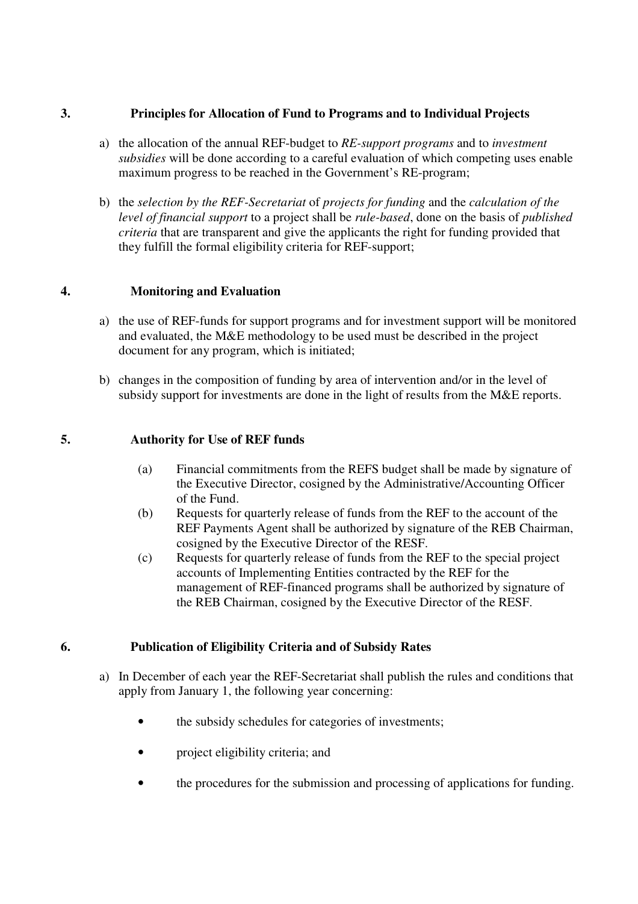## 3. Principles for Allocation of Fund to Programs and to Individual Projects

a) the allocation of the annual REF-budget to *RE-support programs* and to *investment subsidies* will be done according to a careful evaluation of which competing uses enable maximum progress to be reached in the Government's RE-program;

b) the *selection by the REF-Secretariat* of *projects for funding* and the *calculation of the level of financial support* to a project shall be *rule-based*, done on the basis of *published criteria* that are transparent and give the applicants the right for funding provided that they fulfill the formal eligibility criteria for REF-support;

## 4. Monitoring and Evaluation

a) the use of REF-funds for support programs and for investment support will be monitored and evaluated, the M&E methodology to be used must be described in the project document for any program, which is initiated;

b) changes in the composition of funding by area of intervention and/or in the level of subsidy support for investments are done in the light of results from the M&E reports.

## 5. Authority for Use of REF funds

(a) Financial commitments from the REFS budget shall be made by signature of the Executive Director, cosigned by the Administrative/Accounting Officer of the Fund.

(b) Requests for quarterly release of funds from the REF to the account of the REF Payments Agent shall be authorized by signature of the REB Chairman, cosigned by the Executive Director of the RESF.

(c) Requests for quarterly release of funds from the REF to the special project accounts of Implementing Entities contracted by the REF for the management of REF-financed programs shall be authorized by signature of the REB Chairman, cosigned by the Executive Director of the RESF.

## 6. Publication of Eligibility Criteria and of Subsidy Rates

a) In December of each year the REF-Secretariat shall publish the rules and conditions that apply from January 1, the following year concerning:

- the subsidy schedules for categories of investments;
- project eligibility criteria; and
- the procedures for the submission and processing of applications for funding.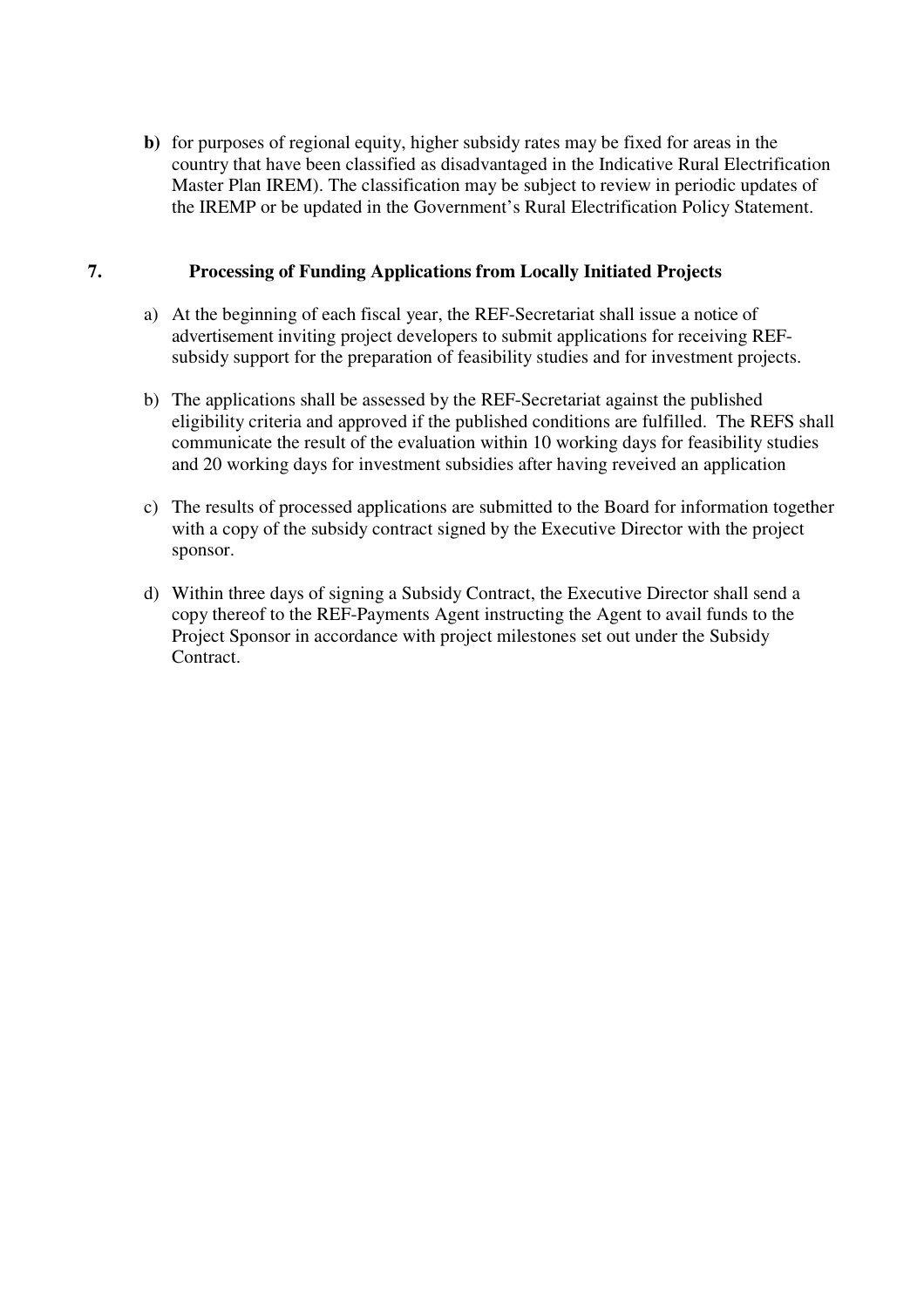**b)** for purposes of regional equity, higher subsidy rates may be fixed for areas in the country that have been classified as disadvantaged in the Indicative Rural Electrification Master Plan IREM). The classification may be subject to review in periodic updates of the IREMP or be updated in the Government's Rural Electrification Policy Statement.

## 7. Processing of Funding Applications from Locally Initiated Projects

a) At the beginning of each fiscal year, the REF-Secretariat shall issue a notice of advertisement inviting project developers to submit applications for receiving REF-subsidy support for the preparation of feasibility studies and for investment projects.

b) The applications shall be assessed by the REF-Secretariat against the published eligibility criteria and approved if the published conditions are fulfilled. The REFS shall communicate the result of the evaluation within 10 working days for feasibility studies and 20 working days for investment subsidies after having reveived an application

c) The results of processed applications are submitted to the Board for information together with a copy of the subsidy contract signed by the Executive Director with the project sponsor.

d) Within three days of signing a Subsidy Contract, the Executive Director shall send a copy thereof to the REF-Payments Agent instructing the Agent to avail funds to the Project Sponsor in accordance with project milestones set out under the Subsidy Contract.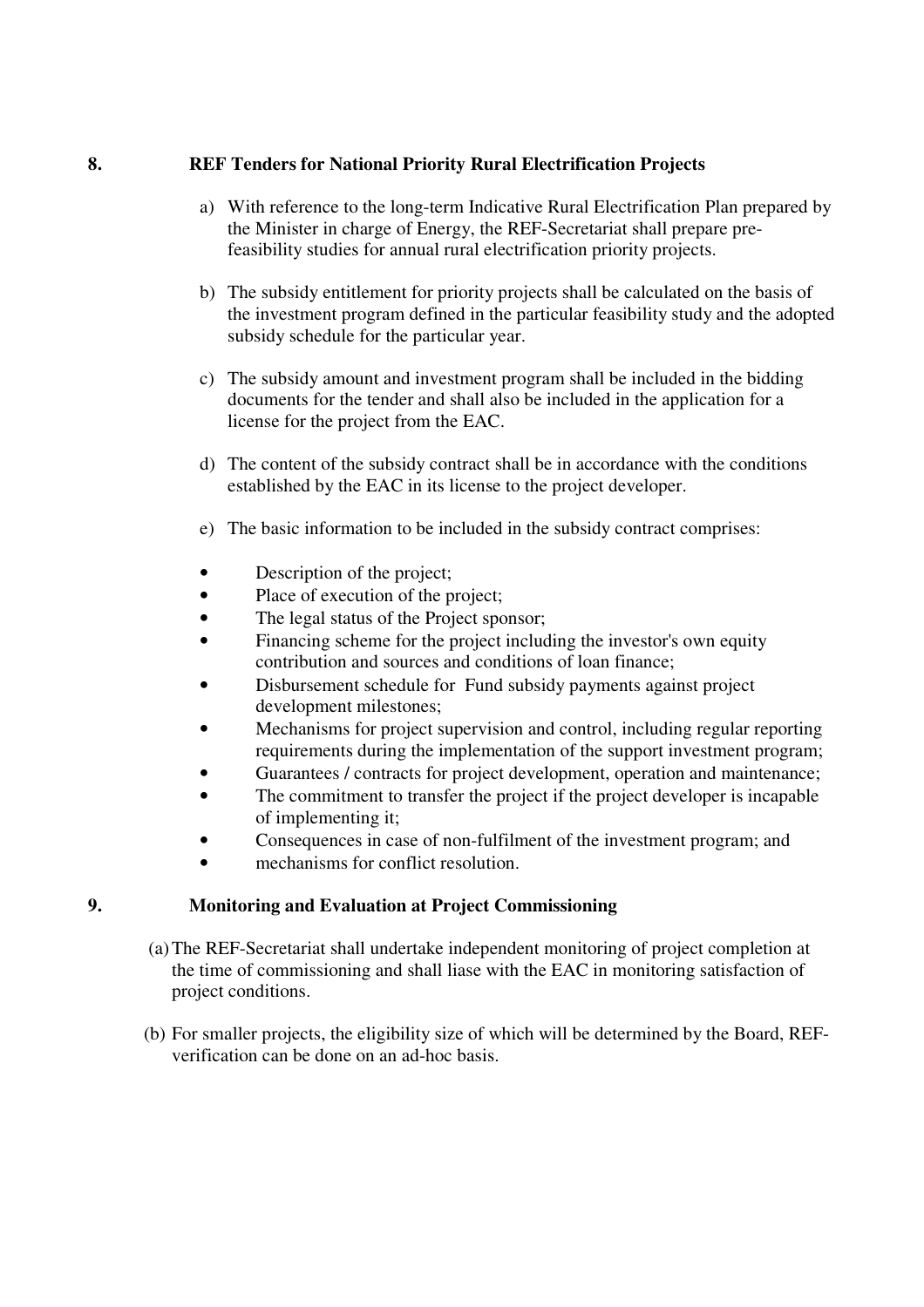## 8. REF Tenders for National Priority Rural Electrification Projects

a) With reference to the long-term Indicative Rural Electrification Plan prepared by the Minister in charge of Energy, the REF-Secretariat shall prepare pre-feasibility studies for annual rural electrification priority projects.

b) The subsidy entitlement for priority projects shall be calculated on the basis of the investment program defined in the particular feasibility study and the adopted subsidy schedule for the particular year.

c) The subsidy amount and investment program shall be included in the bidding documents for the tender and shall also be included in the application for a license for the project from the EAC.

d) The content of the subsidy contract shall be in accordance with the conditions established by the EAC in its license to the project developer.

e) The basic information to be included in the subsidy contract comprises:

- Description of the project;
- Place of execution of the project;
- The legal status of the Project sponsor;
- Financing scheme for the project including the investor's own equity contribution and sources and conditions of loan finance;
- Disbursement schedule for Fund subsidy payments against project development milestones;
- Mechanisms for project supervision and control, including regular reporting requirements during the implementation of the support investment program;
- Guarantees / contracts for project development, operation and maintenance;
- The commitment to transfer the project if the project developer is incapable of implementing it;
- Consequences in case of non-fulfilment of the investment program; and
- mechanisms for conflict resolution.

## 9. Monitoring and Evaluation at Project Commissioning

(a) The REF-Secretariat shall undertake independent monitoring of project completion at the time of commissioning and shall liase with the EAC in monitoring satisfaction of project conditions.

(b) For smaller projects, the eligibility size of which will be determined by the Board, REF-verification can be done on an ad-hoc basis.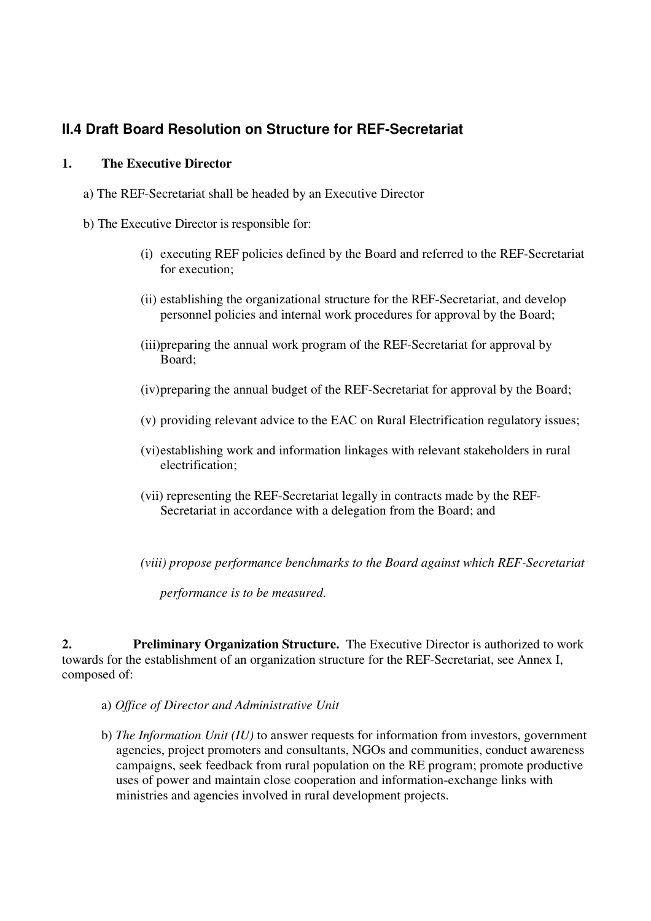## II.4 Draft Board Resolution on Structure for REF-Secretariat

**1. The Executive Director**

a) The REF-Secretariat shall be headed by an Executive Director

b) The Executive Director is responsible for:

(i) executing REF policies defined by the Board and referred to the REF-Secretariat for execution;

(ii) establishing the organizational structure for the REF-Secretariat, and develop personnel policies and internal work procedures for approval by the Board;

(iii)preparing the annual work program of the REF-Secretariat for approval by Board;

(iv)preparing the annual budget of the REF-Secretariat for approval by the Board;

(v) providing relevant advice to the EAC on Rural Electrification regulatory issues;

(vi)establishing work and information linkages with relevant stakeholders in rural electrification;

(vii) representing the REF-Secretariat legally in contracts made by the REF-Secretariat in accordance with a delegation from the Board; and

*(viii) propose performance benchmarks to the Board against which REF-Secretariat performance is to be measured.*

**2. Preliminary Organization Structure.** The Executive Director is authorized to work towards for the establishment of an organization structure for the REF-Secretariat, see Annex I, composed of:

a) *Office of Director and Administrative Unit*

b) *The Information Unit (IU)* to answer requests for information from investors, government agencies, project promoters and consultants, NGOs and communities, conduct awareness campaigns, seek feedback from rural population on the RE program; promote productive uses of power and maintain close cooperation and information-exchange links with ministries and agencies involved in rural development projects.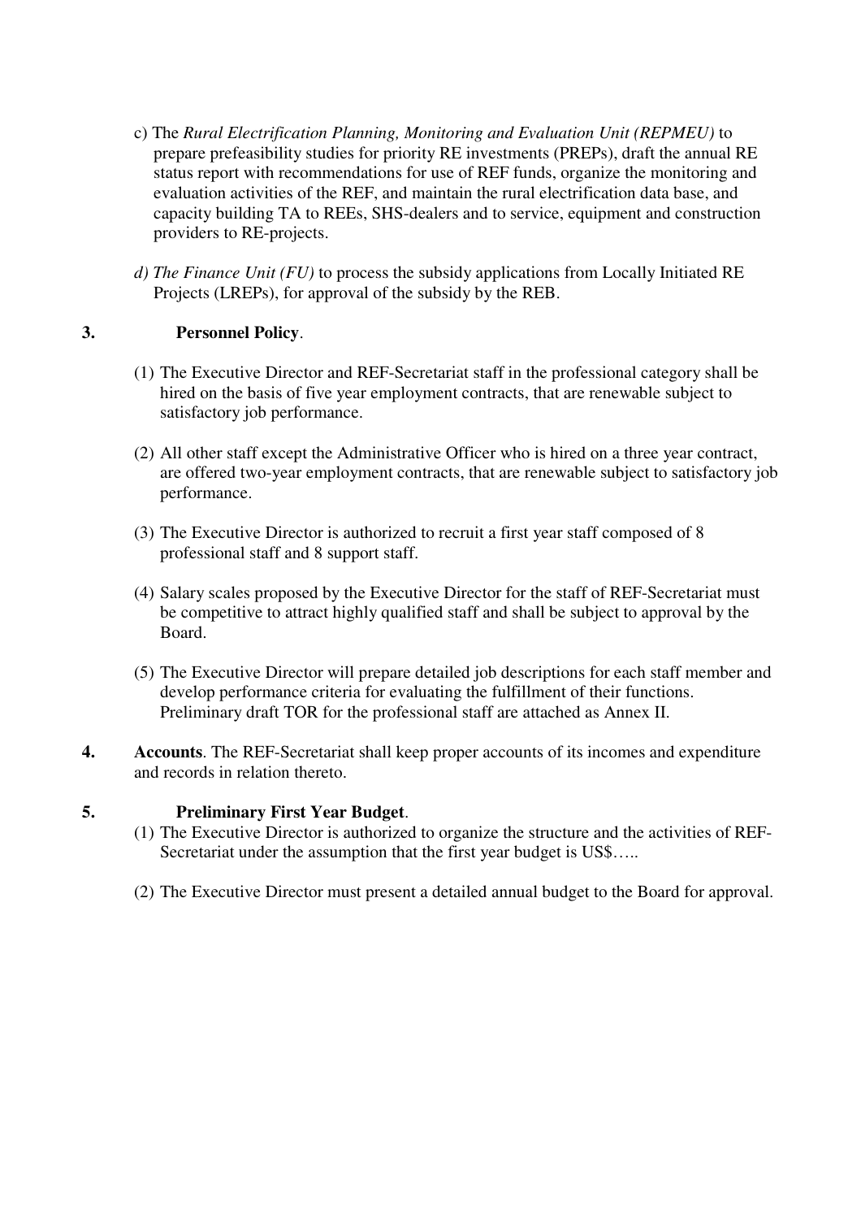c) The *Rural Electrification Planning, Monitoring and Evaluation Unit (REPMEU)* to prepare prefeasibility studies for priority RE investments (PREPs), draft the annual RE status report with recommendations for use of REF funds, organize the monitoring and evaluation activities of the REF, and maintain the rural electrification data base, and capacity building TA to REEs, SHS-dealers and to service, equipment and construction providers to RE-projects.

*d) The Finance Unit (FU)* to process the subsidy applications from Locally Initiated RE Projects (LREPs), for approval of the subsidy by the REB.

**3. Personnel Policy**.

(1) The Executive Director and REF-Secretariat staff in the professional category shall be hired on the basis of five year employment contracts, that are renewable subject to satisfactory job performance.

(2) All other staff except the Administrative Officer who is hired on a three year contract, are offered two-year employment contracts, that are renewable subject to satisfactory job performance.

(3) The Executive Director is authorized to recruit a first year staff composed of 8 professional staff and 8 support staff.

(4) Salary scales proposed by the Executive Director for the staff of REF-Secretariat must be competitive to attract highly qualified staff and shall be subject to approval by the Board.

(5) The Executive Director will prepare detailed job descriptions for each staff member and develop performance criteria for evaluating the fulfillment of their functions. Preliminary draft TOR for the professional staff are attached as Annex II.

**4. Accounts**. The REF-Secretariat shall keep proper accounts of its incomes and expenditure and records in relation thereto.

**5. Preliminary First Year Budget**.

(1) The Executive Director is authorized to organize the structure and the activities of REF-Secretariat under the assumption that the first year budget is US$…..

(2) The Executive Director must present a detailed annual budget to the Board for approval.